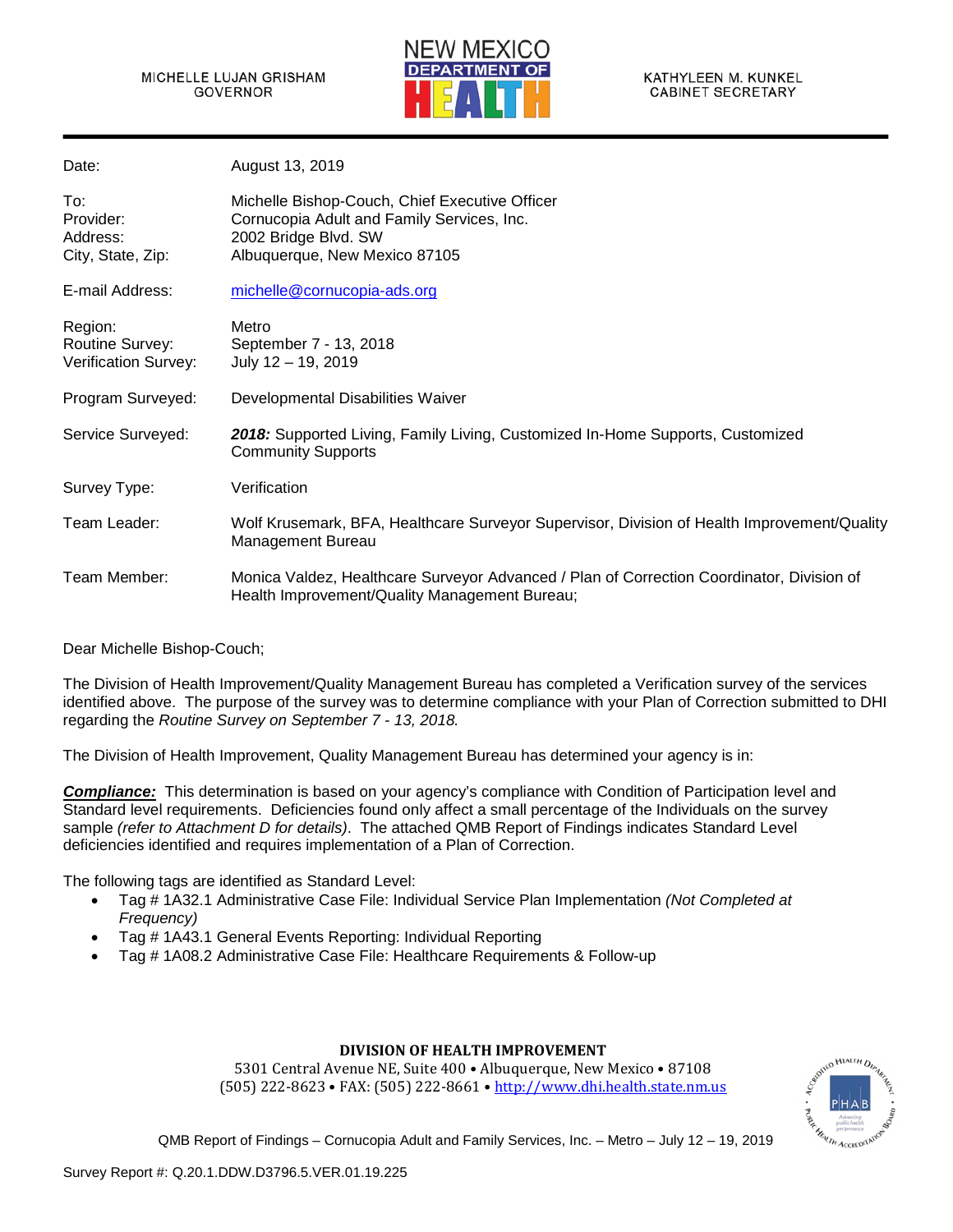MICHELLE LUJAN GRISHAM
GOVERNOR

NEW MEXICO DEPARTMENT OF HEALTH

KATHYLEEN M. KUNKEL
CABINET SECRETARY

| | |
|---|---|
| Date: | August 13, 2019 |
| To: | Michelle Bishop-Couch, Chief Executive Officer |
| Provider: | Cornucopia Adult and Family Services, Inc. |
| Address: | 2002 Bridge Blvd. SW |
| City, State, Zip: | Albuquerque, New Mexico 87105 |
| E-mail Address: | michelle@cornucopia-ads.org |
| Region: | Metro |
| Routine Survey: | September 7 - 13, 2018 |
| Verification Survey: | July 12 – 19, 2019 |
| Program Surveyed: | Developmental Disabilities Waiver |
| Service Surveyed: | ***2018:*** Supported Living, Family Living, Customized In-Home Supports, Customized Community Supports |
| Survey Type: | Verification |
| Team Leader: | Wolf Krusemark, BFA, Healthcare Surveyor Supervisor, Division of Health Improvement/Quality Management Bureau |
| Team Member: | Monica Valdez, Healthcare Surveyor Advanced / Plan of Correction Coordinator, Division of Health Improvement/Quality Management Bureau; |

Dear Michelle Bishop-Couch;

The Division of Health Improvement/Quality Management Bureau has completed a Verification survey of the services identified above. The purpose of the survey was to determine compliance with your Plan of Correction submitted to DHI regarding the *Routine Survey on September 7 - 13, 2018.*

The Division of Health Improvement, Quality Management Bureau has determined your agency is in:

***Compliance:*** This determination is based on your agency's compliance with Condition of Participation level and Standard level requirements. Deficiencies found only affect a small percentage of the Individuals on the survey sample *(refer to Attachment D for details)*. The attached QMB Report of Findings indicates Standard Level deficiencies identified and requires implementation of a Plan of Correction.

The following tags are identified as Standard Level:

- Tag # 1A32.1 Administrative Case File: Individual Service Plan Implementation *(Not Completed at Frequency)*
- Tag # 1A43.1 General Events Reporting: Individual Reporting
- Tag # 1A08.2 Administrative Case File: Healthcare Requirements & Follow-up

**DIVISION OF HEALTH IMPROVEMENT**
5301 Central Avenue NE, Suite 400 • Albuquerque, New Mexico • 87108
(505) 222-8623 • FAX: (505) 222-8661 • http://www.dhi.health.state.nm.us

Survey Report #: Q.20.1.DDW.D3796.5.VER.01.19.225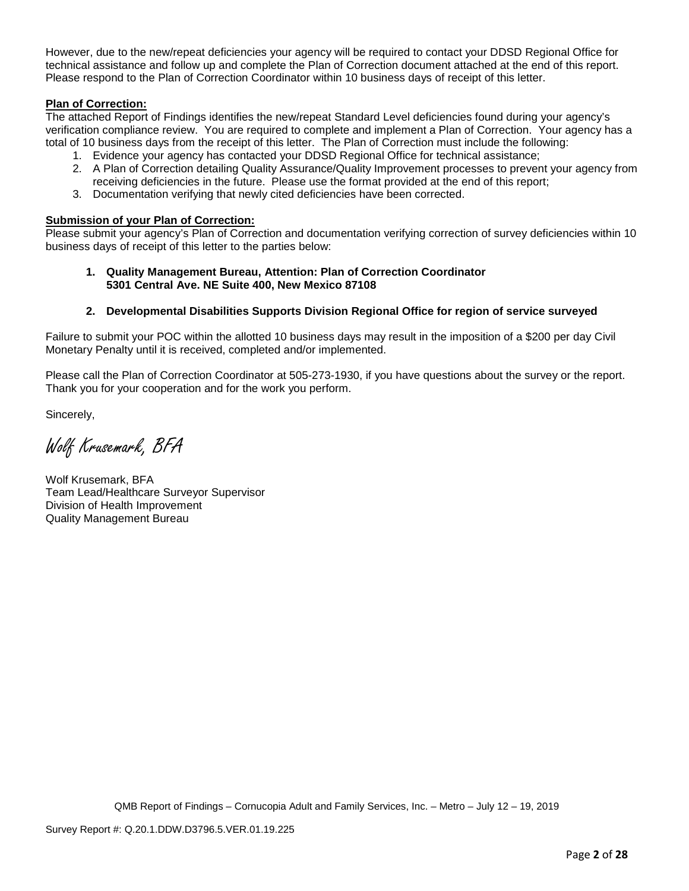However, due to the new/repeat deficiencies your agency will be required to contact your DDSD Regional Office for technical assistance and follow up and complete the Plan of Correction document attached at the end of this report. Please respond to the Plan of Correction Coordinator within 10 business days of receipt of this letter.

**Plan of Correction:**

The attached Report of Findings identifies the new/repeat Standard Level deficiencies found during your agency's verification compliance review. You are required to complete and implement a Plan of Correction. Your agency has a total of 10 business days from the receipt of this letter. The Plan of Correction must include the following:

1. Evidence your agency has contacted your DDSD Regional Office for technical assistance;
2. A Plan of Correction detailing Quality Assurance/Quality Improvement processes to prevent your agency from receiving deficiencies in the future. Please use the format provided at the end of this report;
3. Documentation verifying that newly cited deficiencies have been corrected.

**Submission of your Plan of Correction:**

Please submit your agency's Plan of Correction and documentation verifying correction of survey deficiencies within 10 business days of receipt of this letter to the parties below:

1. **Quality Management Bureau, Attention: Plan of Correction Coordinator 5301 Central Ave. NE Suite 400, New Mexico 87108**

2. **Developmental Disabilities Supports Division Regional Office for region of service surveyed**

Failure to submit your POC within the allotted 10 business days may result in the imposition of a $200 per day Civil Monetary Penalty until it is received, completed and/or implemented.

Please call the Plan of Correction Coordinator at 505-273-1930, if you have questions about the survey or the report. Thank you for your cooperation and for the work you perform.

Sincerely,

*Wolf Krusemark, BFA*

Wolf Krusemark, BFA
Team Lead/Healthcare Surveyor Supervisor
Division of Health Improvement
Quality Management Bureau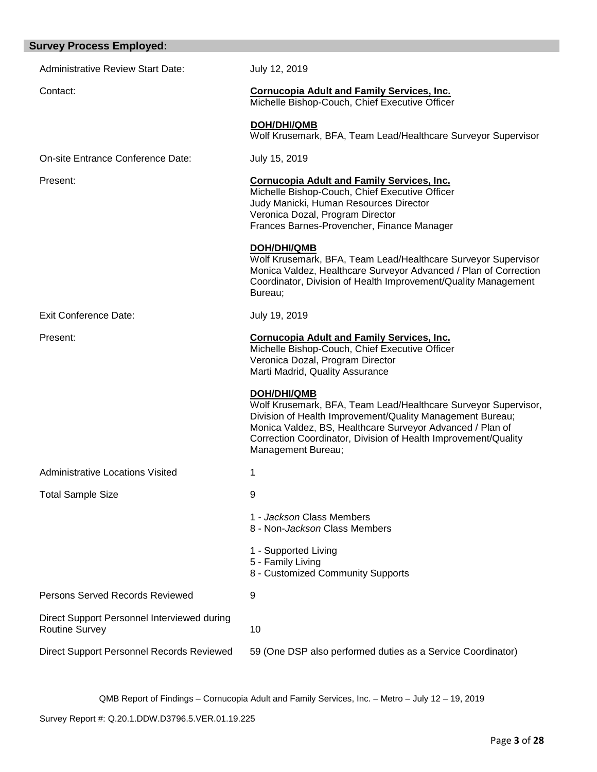## Survey Process Employed:

| | |
|---|---|
| Administrative Review Start Date: | July 12, 2019 |
| Contact: | **Cornucopia Adult and Family Services, Inc.**<br>Michelle Bishop-Couch, Chief Executive Officer<br><br>**DOH/DHI/QMB**<br>Wolf Krusemark, BFA, Team Lead/Healthcare Surveyor Supervisor |
| On-site Entrance Conference Date: | July 15, 2019 |
| Present: | **Cornucopia Adult and Family Services, Inc.**<br>Michelle Bishop-Couch, Chief Executive Officer<br>Judy Manicki, Human Resources Director<br>Veronica Dozal, Program Director<br>Frances Barnes-Provencher, Finance Manager<br><br>**DOH/DHI/QMB**<br>Wolf Krusemark, BFA, Team Lead/Healthcare Surveyor Supervisor<br>Monica Valdez, Healthcare Surveyor Advanced / Plan of Correction Coordinator, Division of Health Improvement/Quality Management Bureau; |
| Exit Conference Date: | July 19, 2019 |
| Present: | **Cornucopia Adult and Family Services, Inc.**<br>Michelle Bishop-Couch, Chief Executive Officer<br>Veronica Dozal, Program Director<br>Marti Madrid, Quality Assurance<br><br>**DOH/DHI/QMB**<br>Wolf Krusemark, BFA, Team Lead/Healthcare Surveyor Supervisor, Division of Health Improvement/Quality Management Bureau;<br>Monica Valdez, BS, Healthcare Surveyor Advanced / Plan of Correction Coordinator, Division of Health Improvement/Quality Management Bureau; |
| Administrative Locations Visited | 1 |
| Total Sample Size | 9<br><br>1 - *Jackson* Class Members<br>8 - Non-*Jackson* Class Members<br><br>1 - Supported Living<br>5 - Family Living<br>8 - Customized Community Supports |
| Persons Served Records Reviewed | 9 |
| Direct Support Personnel Interviewed during Routine Survey | 10 |
| Direct Support Personnel Records Reviewed | 59 (One DSP also performed duties as a Service Coordinator) |

QMB Report of Findings – Cornucopia Adult and Family Services, Inc. – Metro – July 12 – 19, 2019

Survey Report #: Q.20.1.DDW.D3796.5.VER.01.19.225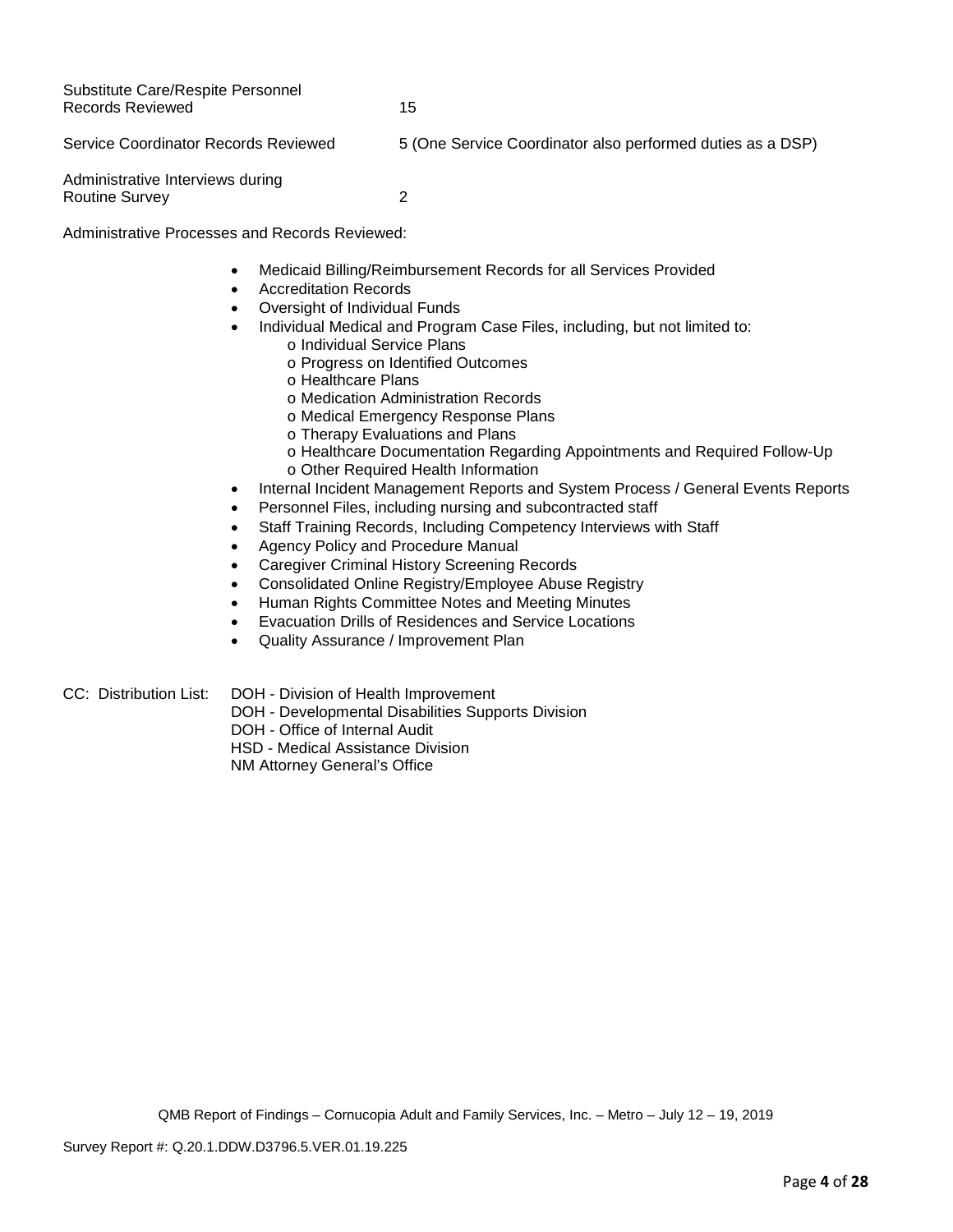| | |
|---|---|
| Substitute Care/Respite Personnel Records Reviewed | 15 |
| Service Coordinator Records Reviewed | 5 (One Service Coordinator also performed duties as a DSP) |
| Administrative Interviews during Routine Survey | 2 |

Administrative Processes and Records Reviewed:

- Medicaid Billing/Reimbursement Records for all Services Provided
- Accreditation Records
- Oversight of Individual Funds
- Individual Medical and Program Case Files, including, but not limited to:
  - Individual Service Plans
  - Progress on Identified Outcomes
  - Healthcare Plans
  - Medication Administration Records
  - Medical Emergency Response Plans
  - Therapy Evaluations and Plans
  - Healthcare Documentation Regarding Appointments and Required Follow-Up
  - Other Required Health Information
- Internal Incident Management Reports and System Process / General Events Reports
- Personnel Files, including nursing and subcontracted staff
- Staff Training Records, Including Competency Interviews with Staff
- Agency Policy and Procedure Manual
- Caregiver Criminal History Screening Records
- Consolidated Online Registry/Employee Abuse Registry
- Human Rights Committee Notes and Meeting Minutes
- Evacuation Drills of Residences and Service Locations
- Quality Assurance / Improvement Plan

CC: Distribution List:
DOH - Division of Health Improvement
DOH - Developmental Disabilities Supports Division
DOH - Office of Internal Audit
HSD - Medical Assistance Division
NM Attorney General's Office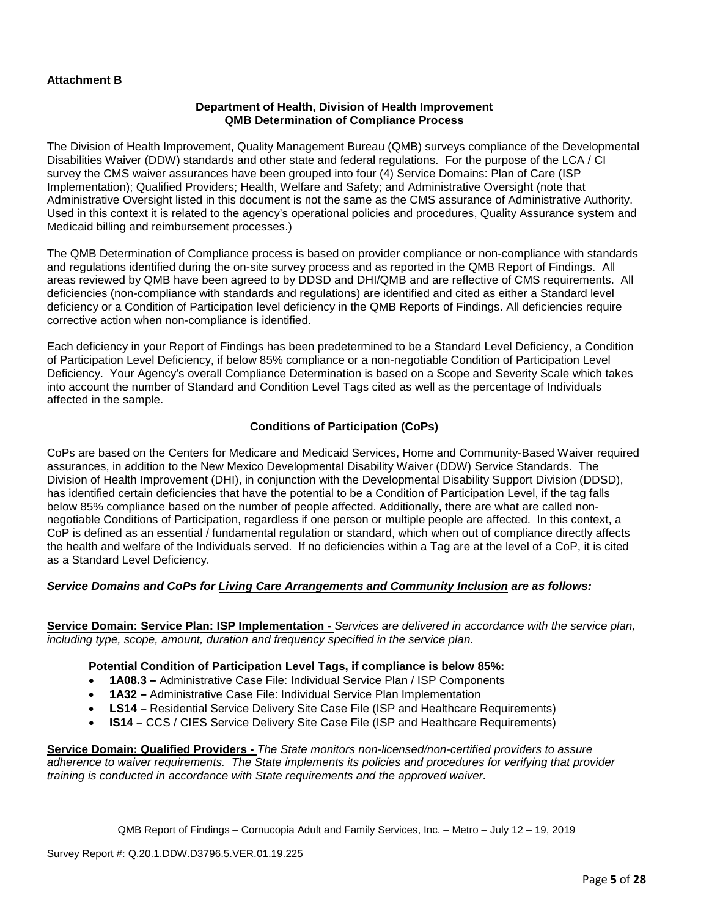**Attachment B**

**Department of Health, Division of Health Improvement**
**QMB Determination of Compliance Process**

The Division of Health Improvement, Quality Management Bureau (QMB) surveys compliance of the Developmental Disabilities Waiver (DDW) standards and other state and federal regulations. For the purpose of the LCA / CI survey the CMS waiver assurances have been grouped into four (4) Service Domains: Plan of Care (ISP Implementation); Qualified Providers; Health, Welfare and Safety; and Administrative Oversight (note that Administrative Oversight listed in this document is not the same as the CMS assurance of Administrative Authority. Used in this context it is related to the agency's operational policies and procedures, Quality Assurance system and Medicaid billing and reimbursement processes.)

The QMB Determination of Compliance process is based on provider compliance or non-compliance with standards and regulations identified during the on-site survey process and as reported in the QMB Report of Findings. All areas reviewed by QMB have been agreed to by DDSD and DHI/QMB and are reflective of CMS requirements. All deficiencies (non-compliance with standards and regulations) are identified and cited as either a Standard level deficiency or a Condition of Participation level deficiency in the QMB Reports of Findings. All deficiencies require corrective action when non-compliance is identified.

Each deficiency in your Report of Findings has been predetermined to be a Standard Level Deficiency, a Condition of Participation Level Deficiency, if below 85% compliance or a non-negotiable Condition of Participation Level Deficiency. Your Agency's overall Compliance Determination is based on a Scope and Severity Scale which takes into account the number of Standard and Condition Level Tags cited as well as the percentage of Individuals affected in the sample.

**Conditions of Participation (CoPs)**

CoPs are based on the Centers for Medicare and Medicaid Services, Home and Community-Based Waiver required assurances, in addition to the New Mexico Developmental Disability Waiver (DDW) Service Standards. The Division of Health Improvement (DHI), in conjunction with the Developmental Disability Support Division (DDSD), has identified certain deficiencies that have the potential to be a Condition of Participation Level, if the tag falls below 85% compliance based on the number of people affected. Additionally, there are what are called non-negotiable Conditions of Participation, regardless if one person or multiple people are affected. In this context, a CoP is defined as an essential / fundamental regulation or standard, which when out of compliance directly affects the health and welfare of the Individuals served. If no deficiencies within a Tag are at the level of a CoP, it is cited as a Standard Level Deficiency.

***Service Domains and CoPs for Living Care Arrangements and Community Inclusion are as follows:***

**Service Domain: Service Plan: ISP Implementation -** *Services are delivered in accordance with the service plan, including type, scope, amount, duration and frequency specified in the service plan.*

**Potential Condition of Participation Level Tags, if compliance is below 85%:**

- **1A08.3 –** Administrative Case File: Individual Service Plan / ISP Components
- **1A32 –** Administrative Case File: Individual Service Plan Implementation
- **LS14 –** Residential Service Delivery Site Case File (ISP and Healthcare Requirements)
- **IS14 –** CCS / CIES Service Delivery Site Case File (ISP and Healthcare Requirements)

**Service Domain: Qualified Providers -** *The State monitors non-licensed/non-certified providers to assure adherence to waiver requirements. The State implements its policies and procedures for verifying that provider training is conducted in accordance with State requirements and the approved waiver.*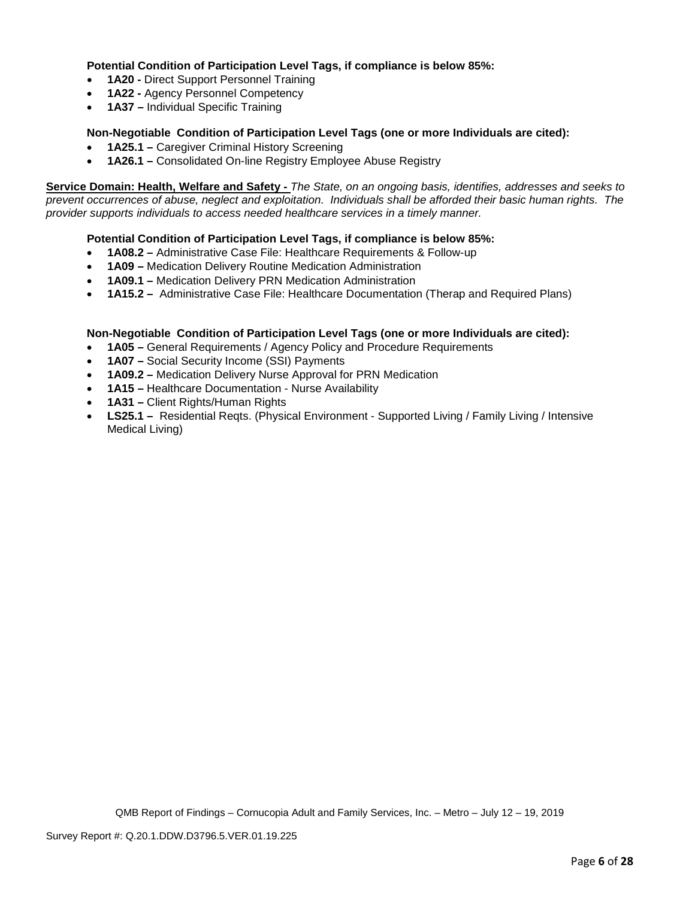**Potential Condition of Participation Level Tags, if compliance is below 85%:**

- **1A20 -** Direct Support Personnel Training
- **1A22 -** Agency Personnel Competency
- **1A37 –** Individual Specific Training

**Non-Negotiable Condition of Participation Level Tags (one or more Individuals are cited):**

- **1A25.1 –** Caregiver Criminal History Screening
- **1A26.1 –** Consolidated On-line Registry Employee Abuse Registry

**Service Domain: Health, Welfare and Safety -** *The State, on an ongoing basis, identifies, addresses and seeks to prevent occurrences of abuse, neglect and exploitation. Individuals shall be afforded their basic human rights. The provider supports individuals to access needed healthcare services in a timely manner.*

**Potential Condition of Participation Level Tags, if compliance is below 85%:**

- **1A08.2 –** Administrative Case File: Healthcare Requirements & Follow-up
- **1A09 –** Medication Delivery Routine Medication Administration
- **1A09.1 –** Medication Delivery PRN Medication Administration
- **1A15.2 –** Administrative Case File: Healthcare Documentation (Therap and Required Plans)

**Non-Negotiable Condition of Participation Level Tags (one or more Individuals are cited):**

- **1A05 –** General Requirements / Agency Policy and Procedure Requirements
- **1A07 –** Social Security Income (SSI) Payments
- **1A09.2 –** Medication Delivery Nurse Approval for PRN Medication
- **1A15 –** Healthcare Documentation - Nurse Availability
- **1A31 –** Client Rights/Human Rights
- **LS25.1 –** Residential Reqts. (Physical Environment - Supported Living / Family Living / Intensive Medical Living)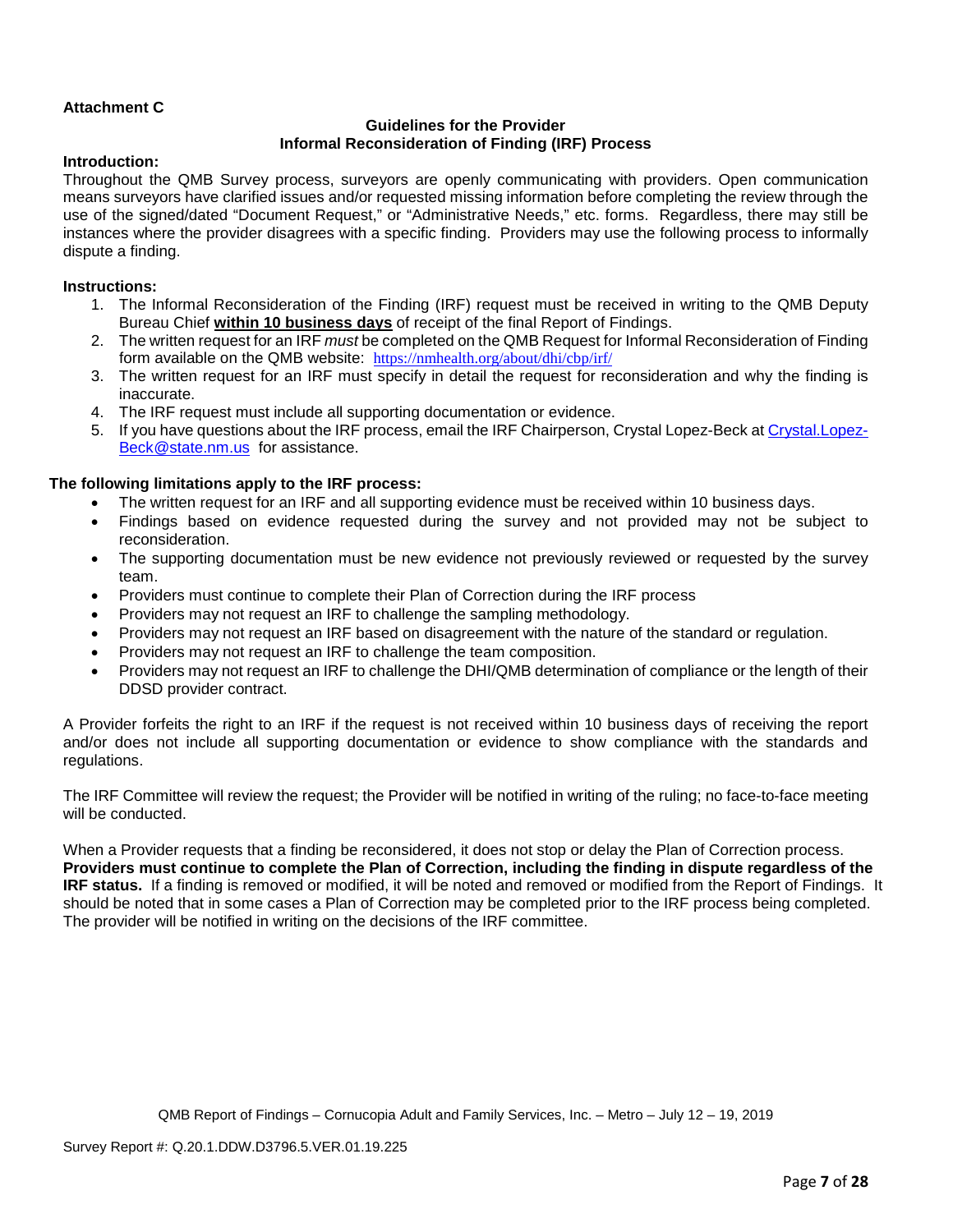**Attachment C**

**Guidelines for the Provider**
**Informal Reconsideration of Finding (IRF) Process**

**Introduction:**
Throughout the QMB Survey process, surveyors are openly communicating with providers. Open communication means surveyors have clarified issues and/or requested missing information before completing the review through the use of the signed/dated "Document Request," or "Administrative Needs," etc. forms. Regardless, there may still be instances where the provider disagrees with a specific finding. Providers may use the following process to informally dispute a finding.

**Instructions:**

1. The Informal Reconsideration of the Finding (IRF) request must be received in writing to the QMB Deputy Bureau Chief **within 10 business days** of receipt of the final Report of Findings.
2. The written request for an IRF *must* be completed on the QMB Request for Informal Reconsideration of Finding form available on the QMB website: https://nmhealth.org/about/dhi/cbp/irf/
3. The written request for an IRF must specify in detail the request for reconsideration and why the finding is inaccurate.
4. The IRF request must include all supporting documentation or evidence.
5. If you have questions about the IRF process, email the IRF Chairperson, Crystal Lopez-Beck at Crystal.Lopez-Beck@state.nm.us for assistance.

**The following limitations apply to the IRF process:**

- The written request for an IRF and all supporting evidence must be received within 10 business days.
- Findings based on evidence requested during the survey and not provided may not be subject to reconsideration.
- The supporting documentation must be new evidence not previously reviewed or requested by the survey team.
- Providers must continue to complete their Plan of Correction during the IRF process
- Providers may not request an IRF to challenge the sampling methodology.
- Providers may not request an IRF based on disagreement with the nature of the standard or regulation.
- Providers may not request an IRF to challenge the team composition.
- Providers may not request an IRF to challenge the DHI/QMB determination of compliance or the length of their DDSD provider contract.

A Provider forfeits the right to an IRF if the request is not received within 10 business days of receiving the report and/or does not include all supporting documentation or evidence to show compliance with the standards and regulations.

The IRF Committee will review the request; the Provider will be notified in writing of the ruling; no face-to-face meeting will be conducted.

When a Provider requests that a finding be reconsidered, it does not stop or delay the Plan of Correction process. **Providers must continue to complete the Plan of Correction, including the finding in dispute regardless of the IRF status.** If a finding is removed or modified, it will be noted and removed or modified from the Report of Findings. It should be noted that in some cases a Plan of Correction may be completed prior to the IRF process being completed. The provider will be notified in writing on the decisions of the IRF committee.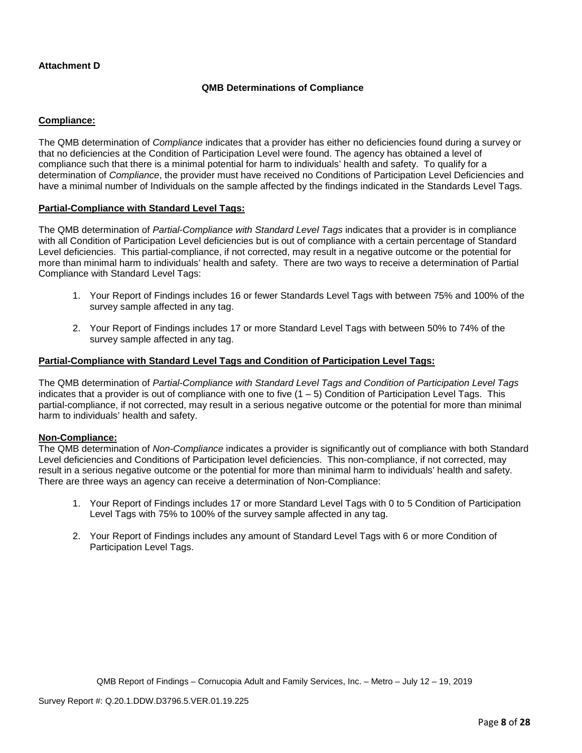**Attachment D**

**QMB Determinations of Compliance**

**Compliance:**

The QMB determination of *Compliance* indicates that a provider has either no deficiencies found during a survey or that no deficiencies at the Condition of Participation Level were found. The agency has obtained a level of compliance such that there is a minimal potential for harm to individuals' health and safety. To qualify for a determination of *Compliance*, the provider must have received no Conditions of Participation Level Deficiencies and have a minimal number of Individuals on the sample affected by the findings indicated in the Standards Level Tags.

**Partial-Compliance with Standard Level Tags:**

The QMB determination of *Partial-Compliance with Standard Level Tags* indicates that a provider is in compliance with all Condition of Participation Level deficiencies but is out of compliance with a certain percentage of Standard Level deficiencies. This partial-compliance, if not corrected, may result in a negative outcome or the potential for more than minimal harm to individuals' health and safety. There are two ways to receive a determination of Partial Compliance with Standard Level Tags:

1. Your Report of Findings includes 16 or fewer Standards Level Tags with between 75% and 100% of the survey sample affected in any tag.

2. Your Report of Findings includes 17 or more Standard Level Tags with between 50% to 74% of the survey sample affected in any tag.

**Partial-Compliance with Standard Level Tags and Condition of Participation Level Tags:**

The QMB determination of *Partial-Compliance with Standard Level Tags and Condition of Participation Level Tags* indicates that a provider is out of compliance with one to five (1 – 5) Condition of Participation Level Tags. This partial-compliance, if not corrected, may result in a serious negative outcome or the potential for more than minimal harm to individuals' health and safety.

**Non-Compliance:**

The QMB determination of *Non-Compliance* indicates a provider is significantly out of compliance with both Standard Level deficiencies and Conditions of Participation level deficiencies. This non-compliance, if not corrected, may result in a serious negative outcome or the potential for more than minimal harm to individuals' health and safety. There are three ways an agency can receive a determination of Non-Compliance:

1. Your Report of Findings includes 17 or more Standard Level Tags with 0 to 5 Condition of Participation Level Tags with 75% to 100% of the survey sample affected in any tag.

2. Your Report of Findings includes any amount of Standard Level Tags with 6 or more Condition of Participation Level Tags.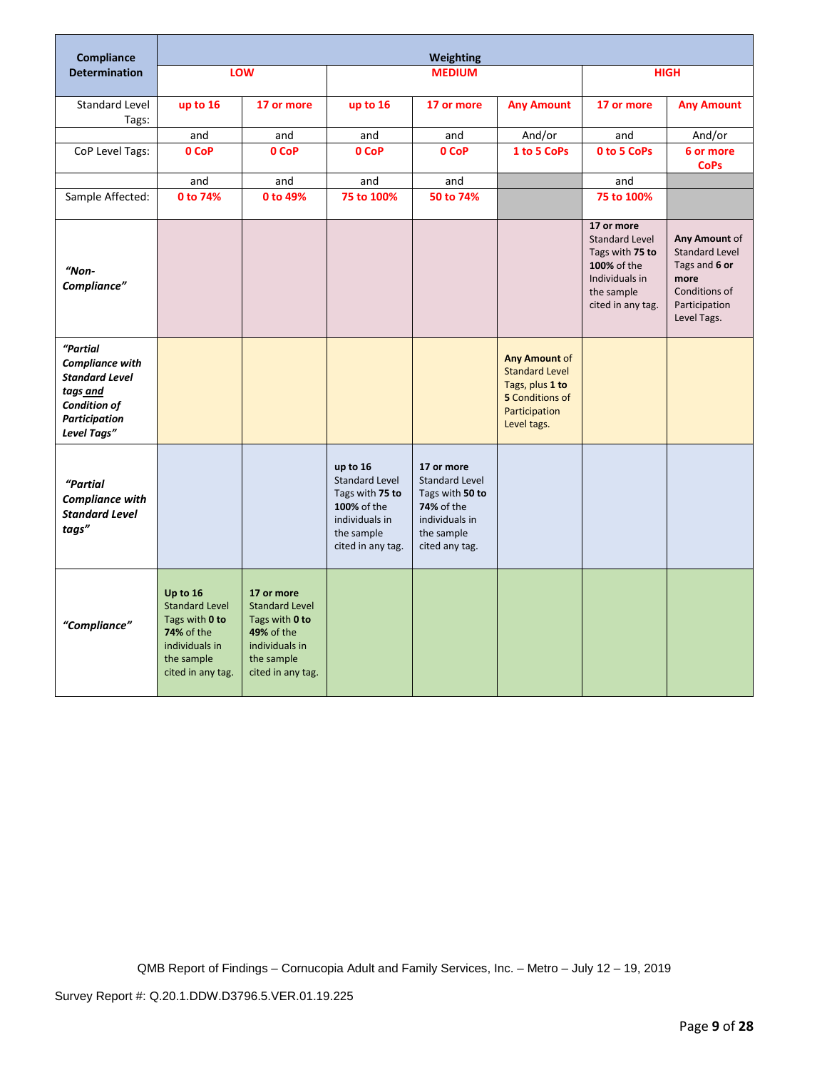| Compliance Determination | Weighting | | | | | | |
|---|---|---|---|---|---|---|---|
| | LOW | | MEDIUM | | | HIGH | |
| Standard Level Tags: | up to 16 | 17 or more | up to 16 | 17 or more | Any Amount | 17 or more | Any Amount |
| | and | and | and | and | And/or | and | And/or |
| CoP Level Tags: | 0 CoP | 0 CoP | 0 CoP | 0 CoP | 1 to 5 CoPs | 0 to 5 CoPs | 6 or more CoPs |
| | and | and | and | and | | and | |
| Sample Affected: | 0 to 74% | 0 to 49% | 75 to 100% | 50 to 74% | | 75 to 100% | |
| *"Non-Compliance"* | | | | | | **17 or more** Standard Level Tags with **75 to 100%** of the Individuals in the sample cited in any tag. | **Any Amount** of Standard Level Tags and **6 or more** Conditions of Participation Level Tags. |
| *"Partial Compliance with Standard Level tags and Condition of Participation Level Tags"* | | | | | **Any Amount** of Standard Level Tags, plus **1 to 5** Conditions of Participation Level tags. | | |
| *"Partial Compliance with Standard Level tags"* | | | **up to 16** Standard Level Tags with **75 to 100%** of the individuals in the sample cited in any tag. | **17 or more** Standard Level Tags with **50 to 74%** of the individuals in the sample cited any tag. | | | |
| *"Compliance"* | **Up to 16** Standard Level Tags with **0 to 74%** of the individuals in the sample cited in any tag. | **17 or more** Standard Level Tags with **0 to 49%** of the individuals in the sample cited in any tag. | | | | | |

QMB Report of Findings – Cornucopia Adult and Family Services, Inc. – Metro – July 12 – 19, 2019

Survey Report #: Q.20.1.DDW.D3796.5.VER.01.19.225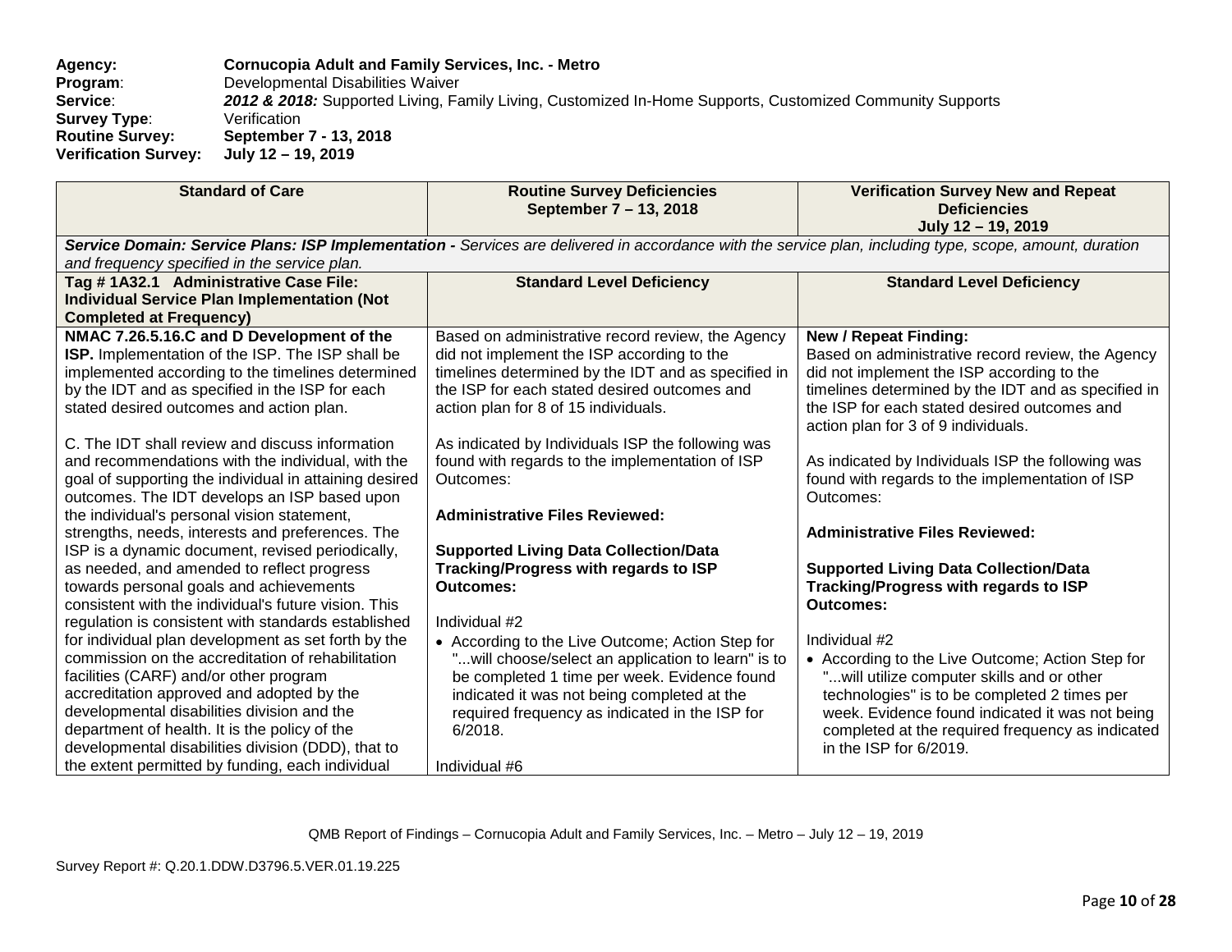**Agency:** **Cornucopia Adult and Family Services, Inc. - Metro**
**Program**: Developmental Disabilities Waiver
**Service**: ***2012 & 2018:*** Supported Living, Family Living, Customized In-Home Supports, Customized Community Supports
**Survey Type**: Verification
**Routine Survey:** **September 7 - 13, 2018**
**Verification Survey:** **July 12 – 19, 2019**

| Standard of Care | Routine Survey Deficiencies September 7 – 13, 2018 | Verification Survey New and Repeat Deficiencies July 12 – 19, 2019 |
|---|---|---|
| ***Service Domain: Service Plans: ISP Implementation -*** *Services are delivered in accordance with the service plan, including type, scope, amount, duration and frequency specified in the service plan.* | | |
| **Tag # 1A32.1 Administrative Case File: Individual Service Plan Implementation (Not Completed at Frequency)** | **Standard Level Deficiency** | **Standard Level Deficiency** |
| **NMAC 7.26.5.16.C and D Development of the ISP.** Implementation of the ISP. The ISP shall be implemented according to the timelines determined by the IDT and as specified in the ISP for each stated desired outcomes and action plan.<br><br>C. The IDT shall review and discuss information and recommendations with the individual, with the goal of supporting the individual in attaining desired outcomes. The IDT develops an ISP based upon the individual's personal vision statement, strengths, needs, interests and preferences. The ISP is a dynamic document, revised periodically, as needed, and amended to reflect progress towards personal goals and achievements consistent with the individual's future vision. This regulation is consistent with standards established for individual plan development as set forth by the commission on the accreditation of rehabilitation facilities (CARF) and/or other program accreditation approved and adopted by the developmental disabilities division and the department of health. It is the policy of the developmental disabilities division (DDD), that to the extent permitted by funding, each individual | Based on administrative record review, the Agency did not implement the ISP according to the timelines determined by the IDT and as specified in the ISP for each stated desired outcomes and action plan for 8 of 15 individuals.<br><br>As indicated by Individuals ISP the following was found with regards to the implementation of ISP Outcomes:<br><br>**Administrative Files Reviewed:**<br><br>**Supported Living Data Collection/Data Tracking/Progress with regards to ISP Outcomes:**<br><br>Individual #2<br>• According to the Live Outcome; Action Step for "...will choose/select an application to learn" is to be completed 1 time per week. Evidence found indicated it was not being completed at the required frequency as indicated in the ISP for 6/2018.<br><br>Individual #6 | **New / Repeat Finding:**<br>Based on administrative record review, the Agency did not implement the ISP according to the timelines determined by the IDT and as specified in the ISP for each stated desired outcomes and action plan for 3 of 9 individuals.<br><br>As indicated by Individuals ISP the following was found with regards to the implementation of ISP Outcomes:<br><br>**Administrative Files Reviewed:**<br><br>**Supported Living Data Collection/Data Tracking/Progress with regards to ISP Outcomes:**<br><br>Individual #2<br>• According to the Live Outcome; Action Step for "...will utilize computer skills and or other technologies" is to be completed 2 times per week. Evidence found indicated it was not being completed at the required frequency as indicated in the ISP for 6/2019. |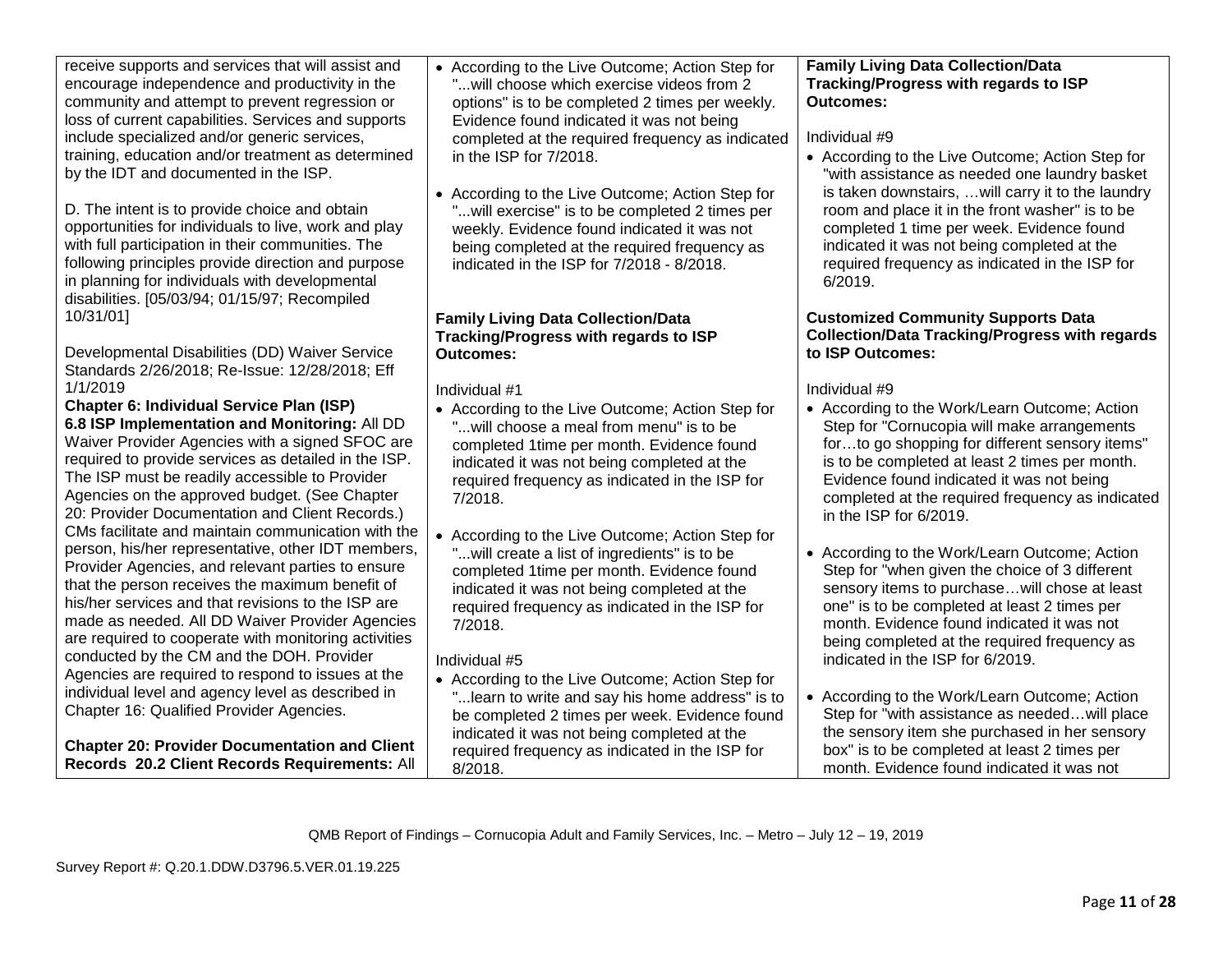| | | |
|---|---|---|
| receive supports and services that will assist and encourage independence and productivity in the community and attempt to prevent regression or loss of current capabilities. Services and supports include specialized and/or generic services, training, education and/or treatment as determined by the IDT and documented in the ISP.<br><br>D. The intent is to provide choice and obtain opportunities for individuals to live, work and play with full participation in their communities. The following principles provide direction and purpose in planning for individuals with developmental disabilities. [05/03/94; 01/15/97; Recompiled 10/31/01]<br><br>Developmental Disabilities (DD) Waiver Service Standards 2/26/2018; Re-Issue: 12/28/2018; Eff 1/1/2019<br>**Chapter 6: Individual Service Plan (ISP)**<br>**6.8 ISP Implementation and Monitoring:** All DD Waiver Provider Agencies with a signed SFOC are required to provide services as detailed in the ISP. The ISP must be readily accessible to Provider Agencies on the approved budget. (See Chapter 20: Provider Documentation and Client Records.) CMs facilitate and maintain communication with the person, his/her representative, other IDT members, Provider Agencies, and relevant parties to ensure that the person receives the maximum benefit of his/her services and that revisions to the ISP are made as needed. All DD Waiver Provider Agencies are required to cooperate with monitoring activities conducted by the CM and the DOH. Provider Agencies are required to respond to issues at the individual level and agency level as described in Chapter 16: Qualified Provider Agencies.<br><br>**Chapter 20: Provider Documentation and Client Records 20.2 Client Records Requirements:** All | • According to the Live Outcome; Action Step for "...will choose which exercise videos from 2 options" is to be completed 2 times per weekly. Evidence found indicated it was not being completed at the required frequency as indicated in the ISP for 7/2018.<br><br>• According to the Live Outcome; Action Step for "...will exercise" is to be completed 2 times per weekly. Evidence found indicated it was not being completed at the required frequency as indicated in the ISP for 7/2018 - 8/2018.<br><br>**Family Living Data Collection/Data Tracking/Progress with regards to ISP Outcomes:**<br><br>Individual #1<br>• According to the Live Outcome; Action Step for "...will choose a meal from menu" is to be completed 1time per month. Evidence found indicated it was not being completed at the required frequency as indicated in the ISP for 7/2018.<br><br>• According to the Live Outcome; Action Step for "...will create a list of ingredients" is to be completed 1time per month. Evidence found indicated it was not being completed at the required frequency as indicated in the ISP for 7/2018.<br><br>Individual #5<br>• According to the Live Outcome; Action Step for "...learn to write and say his home address" is to be completed 2 times per week. Evidence found indicated it was not being completed at the required frequency as indicated in the ISP for 8/2018. | **Family Living Data Collection/Data Tracking/Progress with regards to ISP Outcomes:**<br><br>Individual #9<br>• According to the Live Outcome; Action Step for "with assistance as needed one laundry basket is taken downstairs, …will carry it to the laundry room and place it in the front washer" is to be completed 1 time per week. Evidence found indicated it was not being completed at the required frequency as indicated in the ISP for 6/2019.<br><br>**Customized Community Supports Data Collection/Data Tracking/Progress with regards to ISP Outcomes:**<br><br>Individual #9<br>• According to the Work/Learn Outcome; Action Step for "Cornucopia will make arrangements for…to go shopping for different sensory items" is to be completed at least 2 times per month. Evidence found indicated it was not being completed at the required frequency as indicated in the ISP for 6/2019.<br><br>• According to the Work/Learn Outcome; Action Step for "when given the choice of 3 different sensory items to purchase…will chose at least one" is to be completed at least 2 times per month. Evidence found indicated it was not being completed at the required frequency as indicated in the ISP for 6/2019.<br><br>• According to the Work/Learn Outcome; Action Step for "with assistance as needed…will place the sensory item she purchased in her sensory box" is to be completed at least 2 times per month. Evidence found indicated it was not |

QMB Report of Findings – Cornucopia Adult and Family Services, Inc. – Metro – July 12 – 19, 2019

Survey Report #: Q.20.1.DDW.D3796.5.VER.01.19.225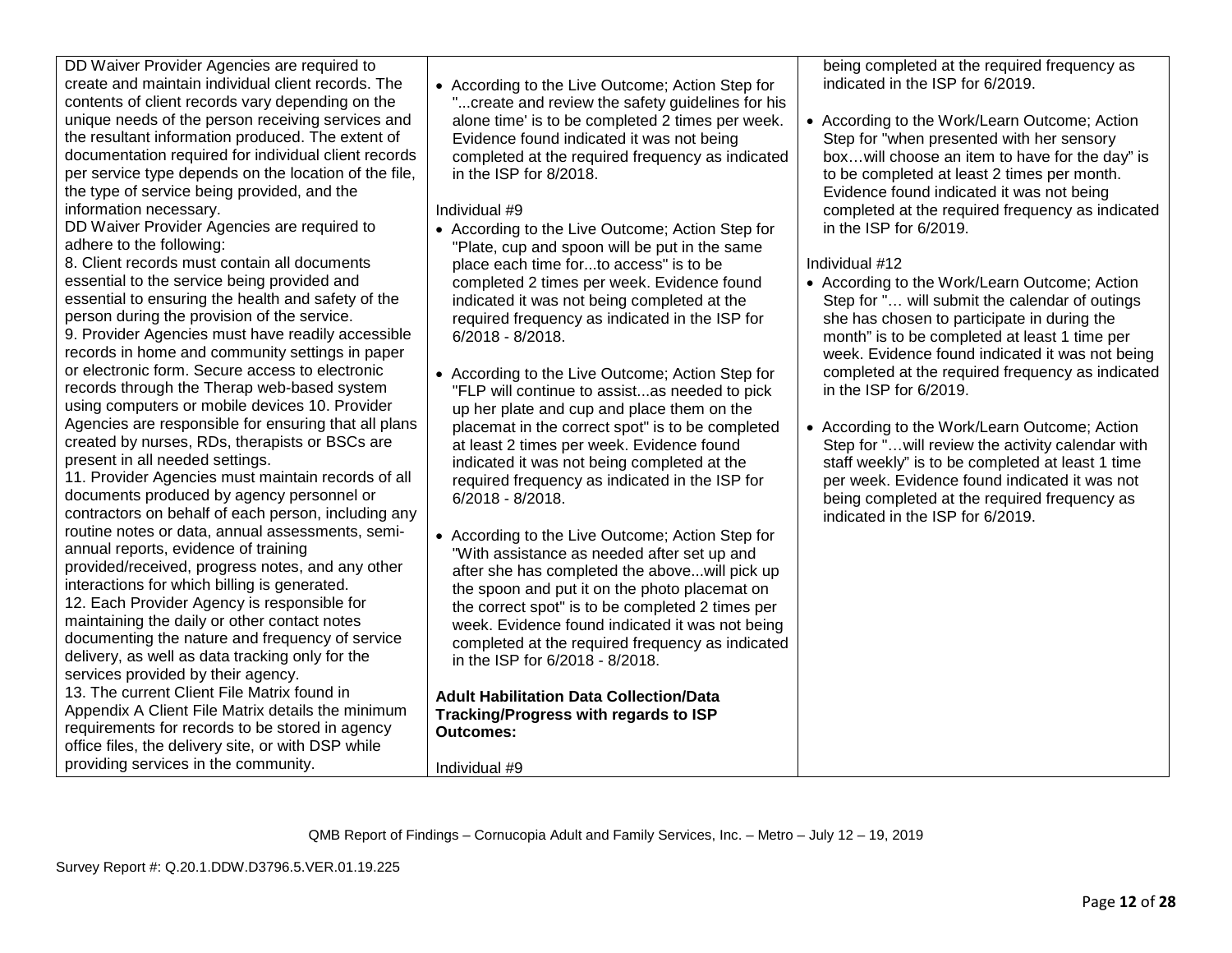| | | |
|---|---|---|
| DD Waiver Provider Agencies are required to create and maintain individual client records. The contents of client records vary depending on the unique needs of the person receiving services and the resultant information produced. The extent of documentation required for individual client records per service type depends on the location of the file, the type of service being provided, and the information necessary.<br>DD Waiver Provider Agencies are required to adhere to the following:<br>8. Client records must contain all documents essential to the service being provided and essential to ensuring the health and safety of the person during the provision of the service.<br>9. Provider Agencies must have readily accessible records in home and community settings in paper or electronic form. Secure access to electronic records through the Therap web-based system using computers or mobile devices 10. Provider Agencies are responsible for ensuring that all plans created by nurses, RDs, therapists or BSCs are present in all needed settings.<br>11. Provider Agencies must maintain records of all documents produced by agency personnel or contractors on behalf of each person, including any routine notes or data, annual assessments, semi-annual reports, evidence of training provided/received, progress notes, and any other interactions for which billing is generated.<br>12. Each Provider Agency is responsible for maintaining the daily or other contact notes documenting the nature and frequency of service delivery, as well as data tracking only for the services provided by their agency.<br>13. The current Client File Matrix found in Appendix A Client File Matrix details the minimum requirements for records to be stored in agency office files, the delivery site, or with DSP while providing services in the community. | • According to the Live Outcome; Action Step for "...create and review the safety guidelines for his alone time' is to be completed 2 times per week. Evidence found indicated it was not being completed at the required frequency as indicated in the ISP for 8/2018.<br><br>Individual #9<br>• According to the Live Outcome; Action Step for "Plate, cup and spoon will be put in the same place each time for...to access" is to be completed 2 times per week. Evidence found indicated it was not being completed at the required frequency as indicated in the ISP for 6/2018 - 8/2018.<br><br>• According to the Live Outcome; Action Step for "FLP will continue to assist...as needed to pick up her plate and cup and place them on the placemat in the correct spot" is to be completed at least 2 times per week. Evidence found indicated it was not being completed at the required frequency as indicated in the ISP for 6/2018 - 8/2018.<br><br>• According to the Live Outcome; Action Step for "With assistance as needed after set up and after she has completed the above...will pick up the spoon and put it on the photo placemat on the correct spot" is to be completed 2 times per week. Evidence found indicated it was not being completed at the required frequency as indicated in the ISP for 6/2018 - 8/2018.<br><br>**Adult Habilitation Data Collection/Data Tracking/Progress with regards to ISP Outcomes:**<br><br>Individual #9 | being completed at the required frequency as indicated in the ISP for 6/2019.<br><br>• According to the Work/Learn Outcome; Action Step for "when presented with her sensory box…will choose an item to have for the day" is to be completed at least 2 times per month. Evidence found indicated it was not being completed at the required frequency as indicated in the ISP for 6/2019.<br><br>Individual #12<br>• According to the Work/Learn Outcome; Action Step for "… will submit the calendar of outings she has chosen to participate in during the month" is to be completed at least 1 time per week. Evidence found indicated it was not being completed at the required frequency as indicated in the ISP for 6/2019.<br><br>• According to the Work/Learn Outcome; Action Step for "…will review the activity calendar with staff weekly" is to be completed at least 1 time per week. Evidence found indicated it was not being completed at the required frequency as indicated in the ISP for 6/2019. |

QMB Report of Findings – Cornucopia Adult and Family Services, Inc. – Metro – July 12 – 19, 2019

Survey Report #: Q.20.1.DDW.D3796.5.VER.01.19.225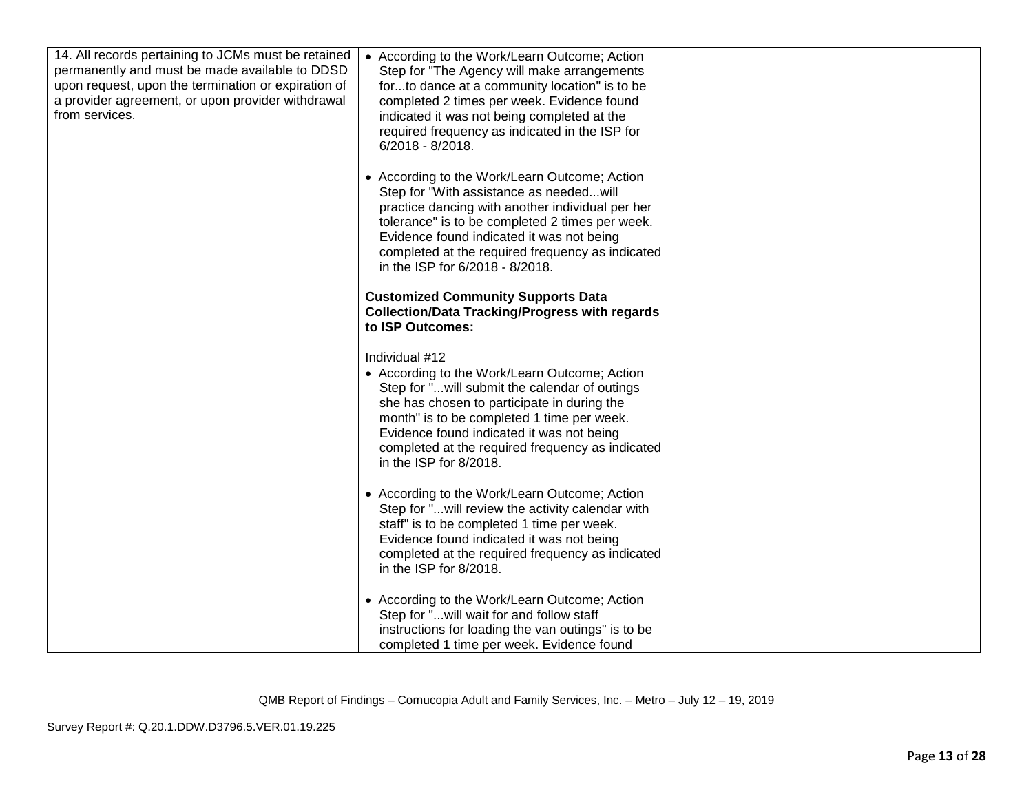| | | |
|---|---|---|
| 14. All records pertaining to JCMs must be retained permanently and must be made available to DDSD upon request, upon the termination or expiration of a provider agreement, or upon provider withdrawal from services. | • According to the Work/Learn Outcome; Action Step for "The Agency will make arrangements for...to dance at a community location" is to be completed 2 times per week. Evidence found indicated it was not being completed at the required frequency as indicated in the ISP for 6/2018 - 8/2018.<br><br>• According to the Work/Learn Outcome; Action Step for "With assistance as needed...will practice dancing with another individual per her tolerance" is to be completed 2 times per week. Evidence found indicated it was not being completed at the required frequency as indicated in the ISP for 6/2018 - 8/2018.<br><br>**Customized Community Supports Data Collection/Data Tracking/Progress with regards to ISP Outcomes:**<br><br>Individual #12<br>• According to the Work/Learn Outcome; Action Step for "...will submit the calendar of outings she has chosen to participate in during the month" is to be completed 1 time per week. Evidence found indicated it was not being completed at the required frequency as indicated in the ISP for 8/2018.<br><br>• According to the Work/Learn Outcome; Action Step for "...will review the activity calendar with staff" is to be completed 1 time per week. Evidence found indicated it was not being completed at the required frequency as indicated in the ISP for 8/2018.<br><br>• According to the Work/Learn Outcome; Action Step for "...will wait for and follow staff instructions for loading the van outings" is to be completed 1 time per week. Evidence found | |

QMB Report of Findings – Cornucopia Adult and Family Services, Inc. – Metro – July 12 – 19, 2019

Survey Report #: Q.20.1.DDW.D3796.5.VER.01.19.225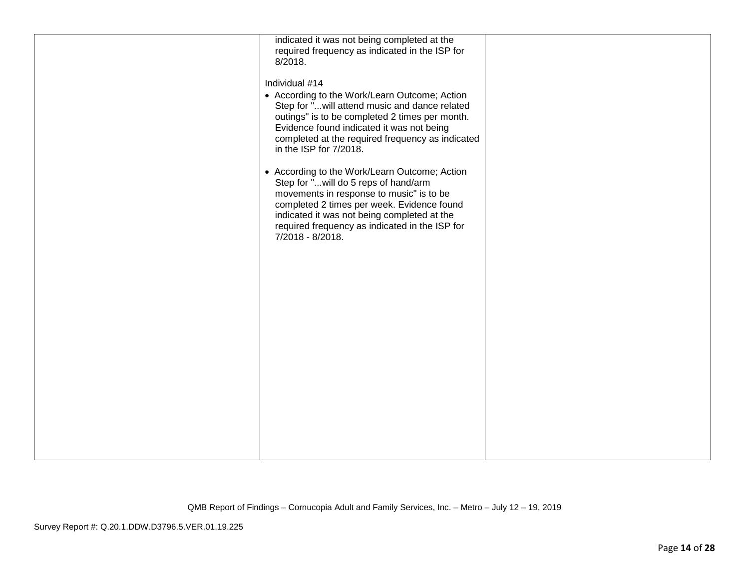| | | |
|---|---|---|
| | indicated it was not being completed at the required frequency as indicated in the ISP for 8/2018.<br><br>Individual #14<br>• According to the Work/Learn Outcome; Action Step for "...will attend music and dance related outings" is to be completed 2 times per month. Evidence found indicated it was not being completed at the required frequency as indicated in the ISP for 7/2018.<br><br>• According to the Work/Learn Outcome; Action Step for "...will do 5 reps of hand/arm movements in response to music" is to be completed 2 times per week. Evidence found indicated it was not being completed at the required frequency as indicated in the ISP for 7/2018 - 8/2018. | |

QMB Report of Findings – Cornucopia Adult and Family Services, Inc. – Metro – July 12 – 19, 2019

Survey Report #: Q.20.1.DDW.D3796.5.VER.01.19.225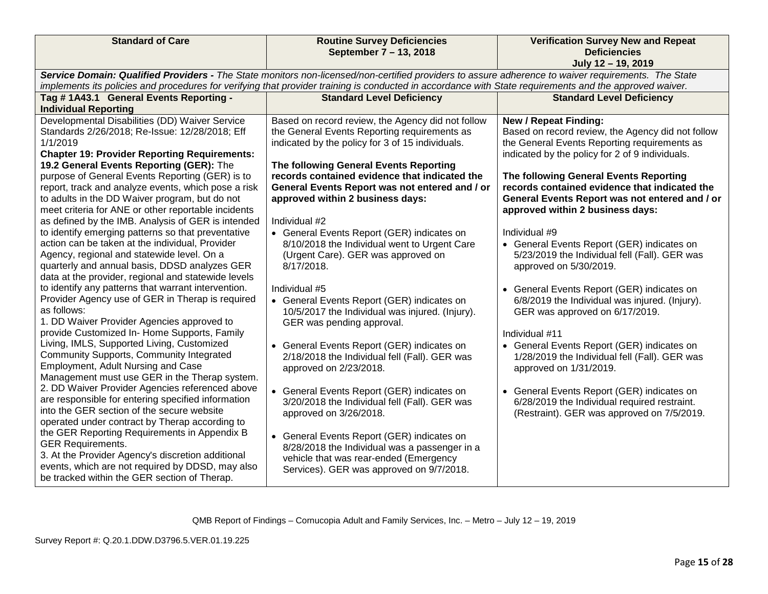| Standard of Care | Routine Survey Deficiencies<br>September 7 – 13, 2018 | Verification Survey New and Repeat Deficiencies<br>July 12 – 19, 2019 |
|---|---|---|
| ***Service Domain: Qualified Providers -*** *The State monitors non-licensed/non-certified providers to assure adherence to waiver requirements. The State implements its policies and procedures for verifying that provider training is conducted in accordance with State requirements and the approved waiver.* | | |
| **Tag # 1A43.1 General Events Reporting - Individual Reporting** | **Standard Level Deficiency** | **Standard Level Deficiency** |
| Developmental Disabilities (DD) Waiver Service Standards 2/26/2018; Re-Issue: 12/28/2018; Eff 1/1/2019<br>**Chapter 19: Provider Reporting Requirements:**<br>**19.2 General Events Reporting (GER):** The purpose of General Events Reporting (GER) is to report, track and analyze events, which pose a risk to adults in the DD Waiver program, but do not meet criteria for ANE or other reportable incidents as defined by the IMB. Analysis of GER is intended to identify emerging patterns so that preventative action can be taken at the individual, Provider Agency, regional and statewide level. On a quarterly and annual basis, DDSD analyzes GER data at the provider, regional and statewide levels to identify any patterns that warrant intervention. Provider Agency use of GER in Therap is required as follows:<br>1. DD Waiver Provider Agencies approved to provide Customized In- Home Supports, Family Living, IMLS, Supported Living, Customized Community Supports, Community Integrated Employment, Adult Nursing and Case Management must use GER in the Therap system.<br>2. DD Waiver Provider Agencies referenced above are responsible for entering specified information into the GER section of the secure website operated under contract by Therap according to the GER Reporting Requirements in Appendix B GER Requirements.<br>3. At the Provider Agency's discretion additional events, which are not required by DDSD, may also be tracked within the GER section of Therap. | Based on record review, the Agency did not follow the General Events Reporting requirements as indicated by the policy for 3 of 15 individuals.<br><br>**The following General Events Reporting records contained evidence that indicated the General Events Report was not entered and / or approved within 2 business days:**<br><br>Individual #2<br>• General Events Report (GER) indicates on 8/10/2018 the Individual went to Urgent Care (Urgent Care). GER was approved on 8/17/2018.<br><br>Individual #5<br>• General Events Report (GER) indicates on 10/5/2017 the Individual was injured. (Injury). GER was pending approval.<br><br>• General Events Report (GER) indicates on 2/18/2018 the Individual fell (Fall). GER was approved on 2/23/2018.<br><br>• General Events Report (GER) indicates on 3/20/2018 the Individual fell (Fall). GER was approved on 3/26/2018.<br><br>• General Events Report (GER) indicates on 8/28/2018 the Individual was a passenger in a vehicle that was rear-ended (Emergency Services). GER was approved on 9/7/2018. | **New / Repeat Finding:**<br>Based on record review, the Agency did not follow the General Events Reporting requirements as indicated by the policy for 2 of 9 individuals.<br><br>**The following General Events Reporting records contained evidence that indicated the General Events Report was not entered and / or approved within 2 business days:**<br><br>Individual #9<br>• General Events Report (GER) indicates on 5/23/2019 the Individual fell (Fall). GER was approved on 5/30/2019.<br><br>• General Events Report (GER) indicates on 6/8/2019 the Individual was injured. (Injury). GER was approved on 6/17/2019.<br><br>Individual #11<br>• General Events Report (GER) indicates on 1/28/2019 the Individual fell (Fall). GER was approved on 1/31/2019.<br><br>• General Events Report (GER) indicates on 6/28/2019 the Individual required restraint. (Restraint). GER was approved on 7/5/2019. |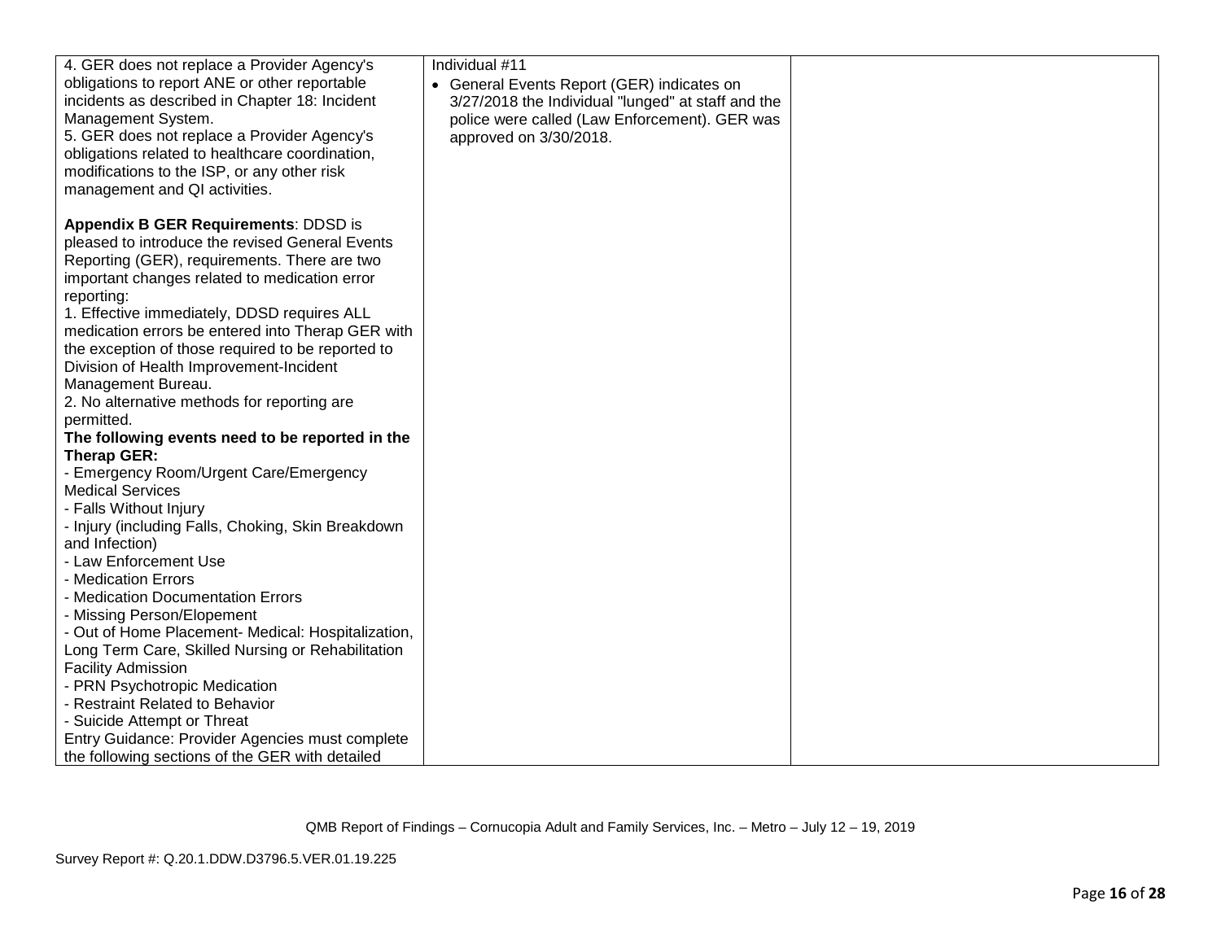| | | |
|---|---|---|
| 4. GER does not replace a Provider Agency's obligations to report ANE or other reportable incidents as described in Chapter 18: Incident Management System.<br>5. GER does not replace a Provider Agency's obligations related to healthcare coordination, modifications to the ISP, or any other risk management and QI activities.<br><br>**Appendix B GER Requirements**: DDSD is pleased to introduce the revised General Events Reporting (GER), requirements. There are two important changes related to medication error reporting:<br>1. Effective immediately, DDSD requires ALL medication errors be entered into Therap GER with the exception of those required to be reported to Division of Health Improvement-Incident Management Bureau.<br>2. No alternative methods for reporting are permitted.<br>**The following events need to be reported in the Therap GER:**<br>- Emergency Room/Urgent Care/Emergency Medical Services<br>- Falls Without Injury<br>- Injury (including Falls, Choking, Skin Breakdown and Infection)<br>- Law Enforcement Use<br>- Medication Errors<br>- Medication Documentation Errors<br>- Missing Person/Elopement<br>- Out of Home Placement- Medical: Hospitalization, Long Term Care, Skilled Nursing or Rehabilitation Facility Admission<br>- PRN Psychotropic Medication<br>- Restraint Related to Behavior<br>- Suicide Attempt or Threat<br>Entry Guidance: Provider Agencies must complete the following sections of the GER with detailed | Individual #11<br>• General Events Report (GER) indicates on 3/27/2018 the Individual "lunged" at staff and the police were called (Law Enforcement). GER was approved on 3/30/2018. | |

QMB Report of Findings – Cornucopia Adult and Family Services, Inc. – Metro – July 12 – 19, 2019

Survey Report #: Q.20.1.DDW.D3796.5.VER.01.19.225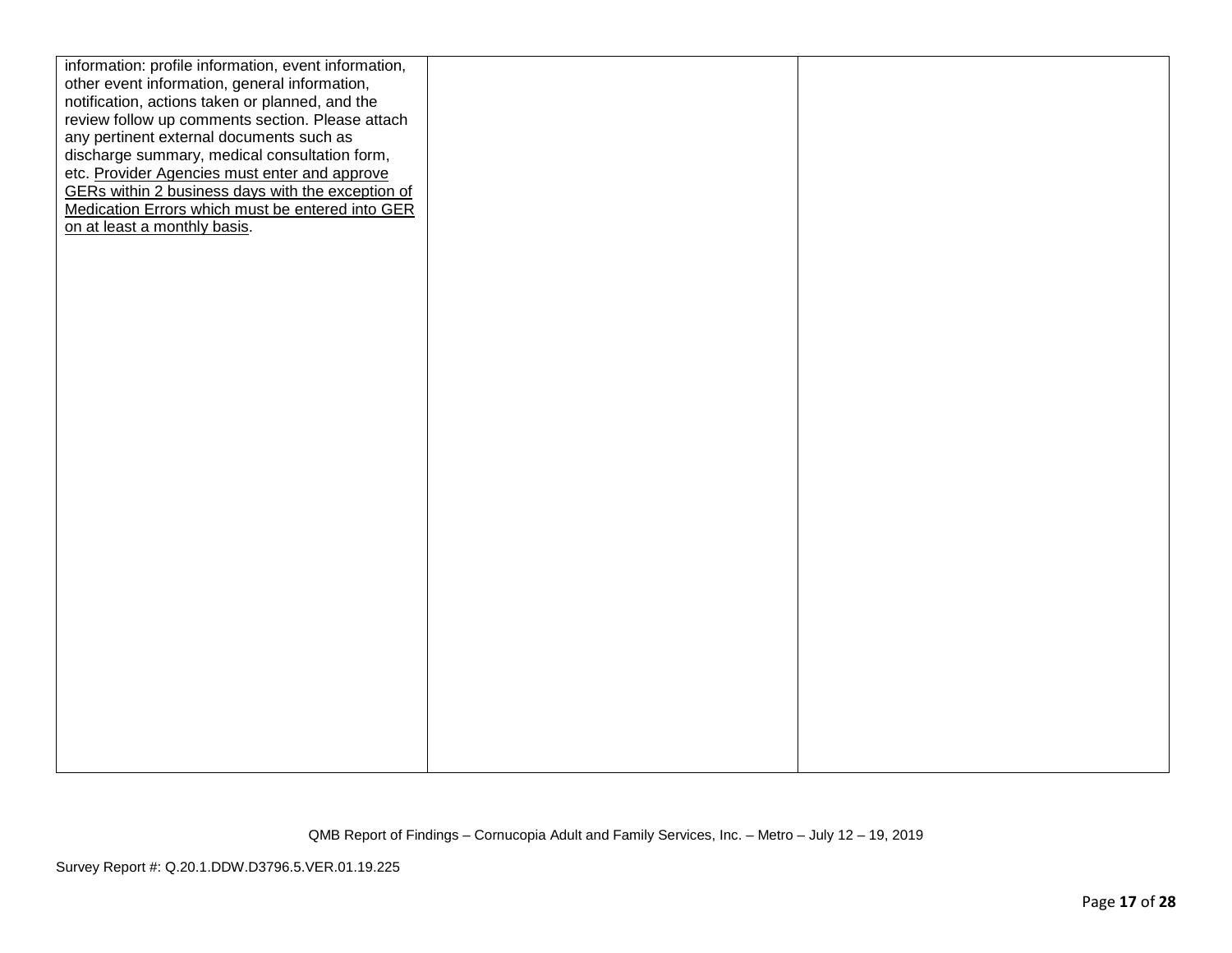| | | |
|---|---|---|
| information: profile information, event information, other event information, general information, notification, actions taken or planned, and the review follow up comments section. Please attach any pertinent external documents such as discharge summary, medical consultation form, etc. Provider Agencies must enter and approve GERs within 2 business days with the exception of Medication Errors which must be entered into GER on at least a monthly basis. | | |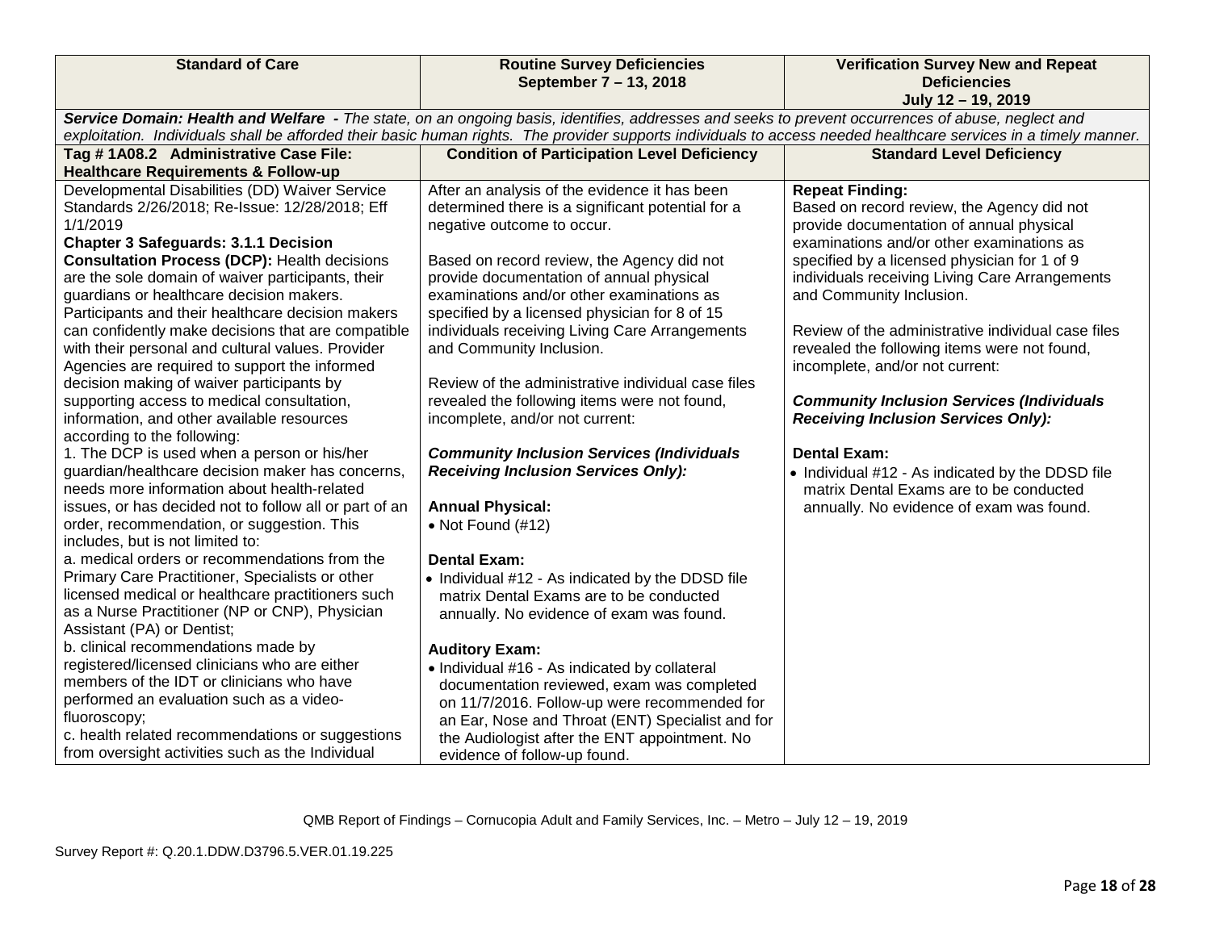| Standard of Care | Routine Survey Deficiencies September 7 – 13, 2018 | Verification Survey New and Repeat Deficiencies July 12 – 19, 2019 |
|---|---|---|
| ***Service Domain: Health and Welfare** - The state, on an ongoing basis, identifies, addresses and seeks to prevent occurrences of abuse, neglect and exploitation. Individuals shall be afforded their basic human rights. The provider supports individuals to access needed healthcare services in a timely manner.* | | |
| **Tag # 1A08.2 Administrative Case File: Healthcare Requirements & Follow-up** | **Condition of Participation Level Deficiency** | **Standard Level Deficiency** |
| Developmental Disabilities (DD) Waiver Service Standards 2/26/2018; Re-Issue: 12/28/2018; Eff 1/1/2019<br>**Chapter 3 Safeguards: 3.1.1 Decision Consultation Process (DCP):** Health decisions are the sole domain of waiver participants, their guardians or healthcare decision makers. Participants and their healthcare decision makers can confidently make decisions that are compatible with their personal and cultural values. Provider Agencies are required to support the informed decision making of waiver participants by supporting access to medical consultation, information, and other available resources according to the following:<br>1. The DCP is used when a person or his/her guardian/healthcare decision maker has concerns, needs more information about health-related issues, or has decided not to follow all or part of an order, recommendation, or suggestion. This includes, but is not limited to:<br>a. medical orders or recommendations from the Primary Care Practitioner, Specialists or other licensed medical or healthcare practitioners such as a Nurse Practitioner (NP or CNP), Physician Assistant (PA) or Dentist;<br>b. clinical recommendations made by registered/licensed clinicians who are either members of the IDT or clinicians who have performed an evaluation such as a video-fluoroscopy;<br>c. health related recommendations or suggestions from oversight activities such as the Individual | After an analysis of the evidence it has been determined there is a significant potential for a negative outcome to occur.<br><br>Based on record review, the Agency did not provide documentation of annual physical examinations and/or other examinations as specified by a licensed physician for 8 of 15 individuals receiving Living Care Arrangements and Community Inclusion.<br><br>Review of the administrative individual case files revealed the following items were not found, incomplete, and/or not current:<br><br>***Community Inclusion Services (Individuals Receiving Inclusion Services Only):***<br><br>**Annual Physical:**<br>• Not Found (#12)<br><br>**Dental Exam:**<br>• Individual #12 - As indicated by the DDSD file matrix Dental Exams are to be conducted annually. No evidence of exam was found.<br><br>**Auditory Exam:**<br>• Individual #16 - As indicated by collateral documentation reviewed, exam was completed on 11/7/2016. Follow-up were recommended for an Ear, Nose and Throat (ENT) Specialist and for the Audiologist after the ENT appointment. No evidence of follow-up found. | **Repeat Finding:**<br>Based on record review, the Agency did not provide documentation of annual physical examinations and/or other examinations as specified by a licensed physician for 1 of 9 individuals receiving Living Care Arrangements and Community Inclusion.<br><br>Review of the administrative individual case files revealed the following items were not found, incomplete, and/or not current:<br><br>***Community Inclusion Services (Individuals Receiving Inclusion Services Only):***<br><br>**Dental Exam:**<br>• Individual #12 - As indicated by the DDSD file matrix Dental Exams are to be conducted annually. No evidence of exam was found. |

QMB Report of Findings – Cornucopia Adult and Family Services, Inc. – Metro – July 12 – 19, 2019

Survey Report #: Q.20.1.DDW.D3796.5.VER.01.19.225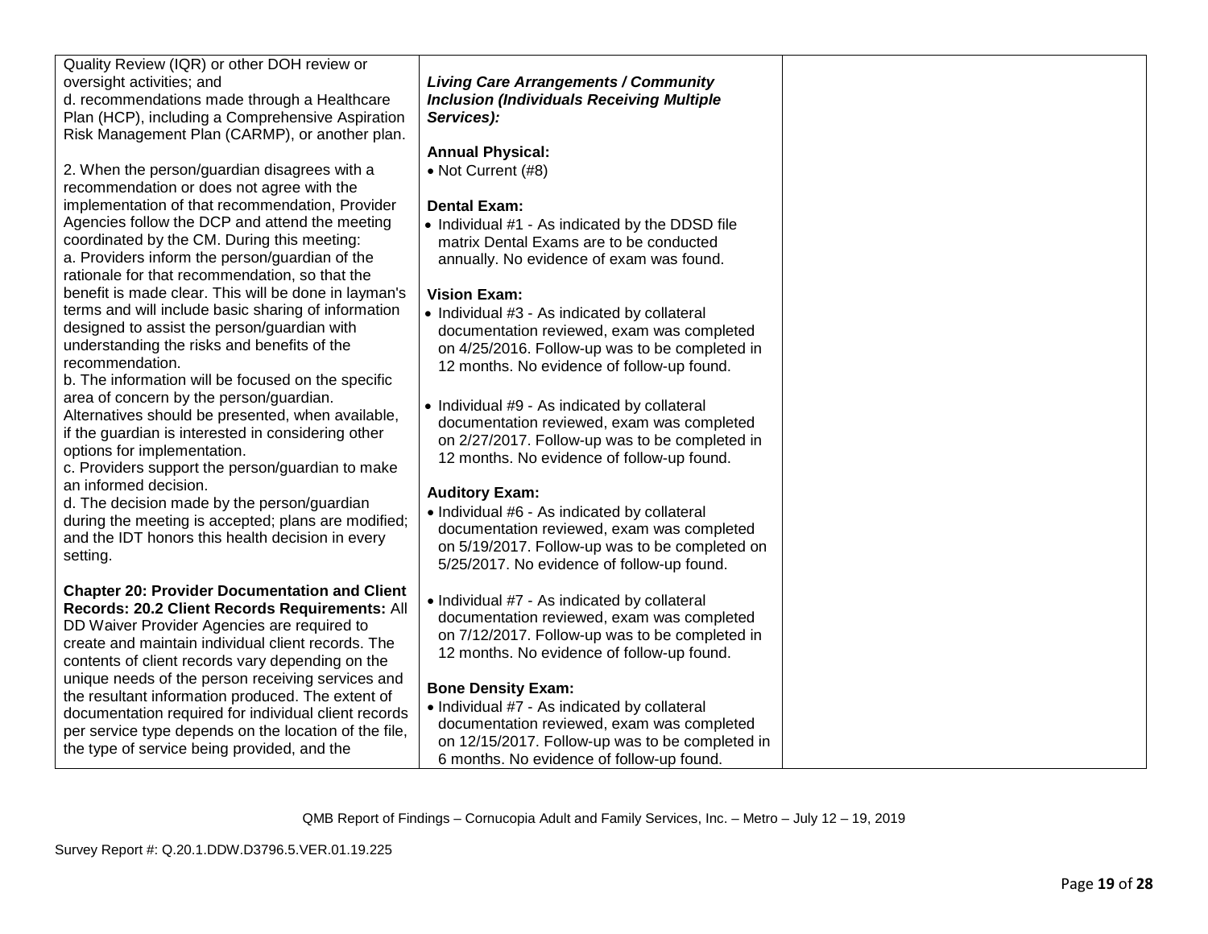| | | |
|---|---|---|
| Quality Review (IQR) or other DOH review or oversight activities; and<br>d. recommendations made through a Healthcare Plan (HCP), including a Comprehensive Aspiration Risk Management Plan (CARMP), or another plan.<br><br>2. When the person/guardian disagrees with a recommendation or does not agree with the implementation of that recommendation, Provider Agencies follow the DCP and attend the meeting coordinated by the CM. During this meeting:<br>a. Providers inform the person/guardian of the rationale for that recommendation, so that the benefit is made clear. This will be done in layman's terms and will include basic sharing of information designed to assist the person/guardian with understanding the risks and benefits of the recommendation.<br>b. The information will be focused on the specific area of concern by the person/guardian. Alternatives should be presented, when available, if the guardian is interested in considering other options for implementation.<br>c. Providers support the person/guardian to make an informed decision.<br>d. The decision made by the person/guardian during the meeting is accepted; plans are modified; and the IDT honors this health decision in every setting.<br><br>**Chapter 20: Provider Documentation and Client Records: 20.2 Client Records Requirements:** All DD Waiver Provider Agencies are required to create and maintain individual client records. The contents of client records vary depending on the unique needs of the person receiving services and the resultant information produced. The extent of documentation required for individual client records per service type depends on the location of the file, the type of service being provided, and the | ***Living Care Arrangements / Community Inclusion (Individuals Receiving Multiple Services):***<br><br>**Annual Physical:**<br>• Not Current (#8)<br><br>**Dental Exam:**<br>• Individual #1 - As indicated by the DDSD file matrix Dental Exams are to be conducted annually. No evidence of exam was found.<br><br>**Vision Exam:**<br>• Individual #3 - As indicated by collateral documentation reviewed, exam was completed on 4/25/2016. Follow-up was to be completed in 12 months. No evidence of follow-up found.<br><br>• Individual #9 - As indicated by collateral documentation reviewed, exam was completed on 2/27/2017. Follow-up was to be completed in 12 months. No evidence of follow-up found.<br><br>**Auditory Exam:**<br>• Individual #6 - As indicated by collateral documentation reviewed, exam was completed on 5/19/2017. Follow-up was to be completed on 5/25/2017. No evidence of follow-up found.<br><br>• Individual #7 - As indicated by collateral documentation reviewed, exam was completed on 7/12/2017. Follow-up was to be completed in 12 months. No evidence of follow-up found.<br><br>**Bone Density Exam:**<br>• Individual #7 - As indicated by collateral documentation reviewed, exam was completed on 12/15/2017. Follow-up was to be completed in 6 months. No evidence of follow-up found. | |

QMB Report of Findings – Cornucopia Adult and Family Services, Inc. – Metro – July 12 – 19, 2019

Survey Report #: Q.20.1.DDW.D3796.5.VER.01.19.225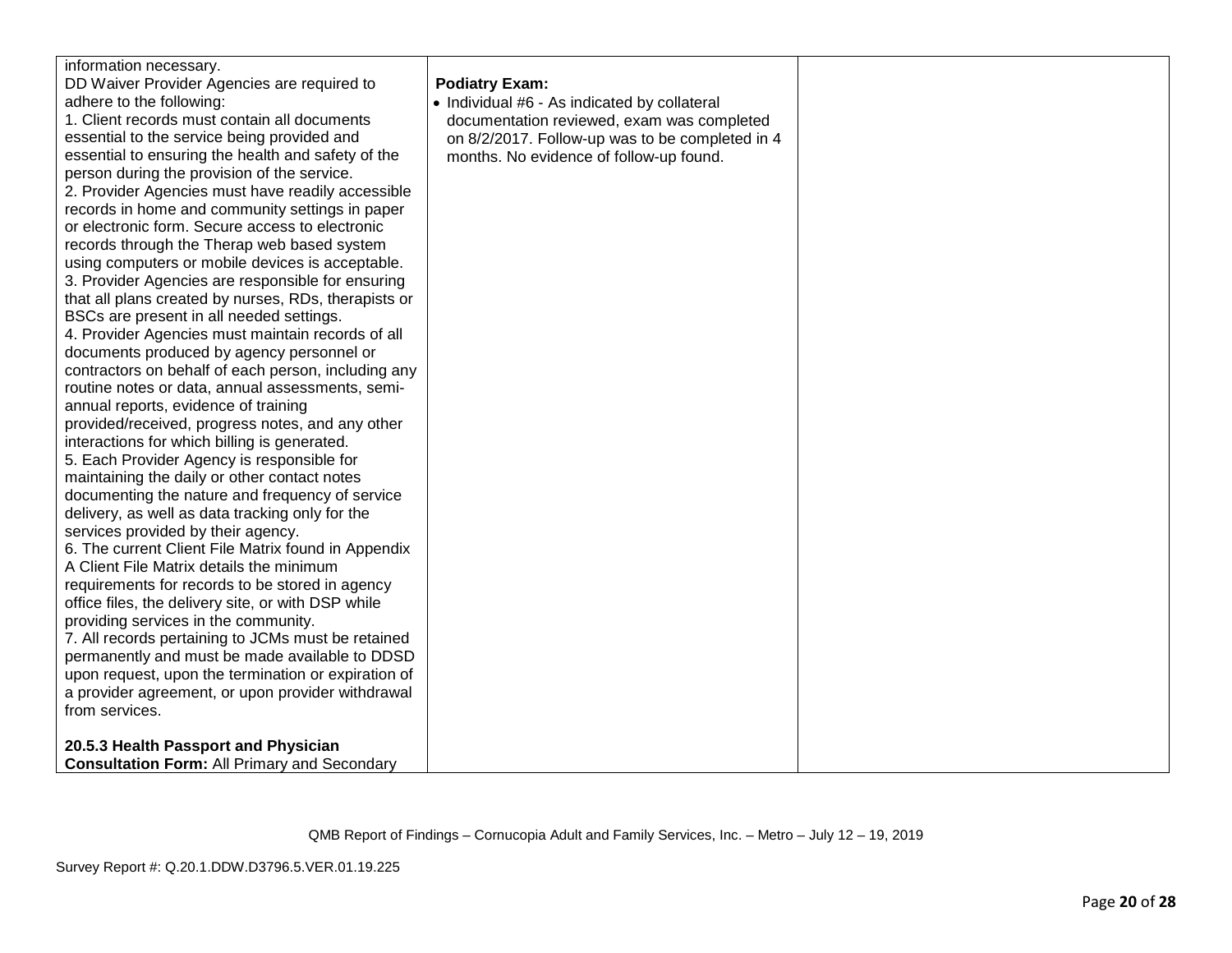| | | |
|---|---|---|
| information necessary.<br>DD Waiver Provider Agencies are required to adhere to the following:<br>1. Client records must contain all documents essential to the service being provided and essential to ensuring the health and safety of the person during the provision of the service.<br>2. Provider Agencies must have readily accessible records in home and community settings in paper or electronic form. Secure access to electronic records through the Therap web based system using computers or mobile devices is acceptable.<br>3. Provider Agencies are responsible for ensuring that all plans created by nurses, RDs, therapists or BSCs are present in all needed settings.<br>4. Provider Agencies must maintain records of all documents produced by agency personnel or contractors on behalf of each person, including any routine notes or data, annual assessments, semi-annual reports, evidence of training provided/received, progress notes, and any other interactions for which billing is generated.<br>5. Each Provider Agency is responsible for maintaining the daily or other contact notes documenting the nature and frequency of service delivery, as well as data tracking only for the services provided by their agency.<br>6. The current Client File Matrix found in Appendix A Client File Matrix details the minimum requirements for records to be stored in agency office files, the delivery site, or with DSP while providing services in the community.<br>7. All records pertaining to JCMs must be retained permanently and must be made available to DDSD upon request, upon the termination or expiration of a provider agreement, or upon provider withdrawal from services.<br><br>**20.5.3 Health Passport and Physician Consultation Form:** All Primary and Secondary | **Podiatry Exam:**<br>• Individual #6 - As indicated by collateral documentation reviewed, exam was completed on 8/2/2017. Follow-up was to be completed in 4 months. No evidence of follow-up found. | |

QMB Report of Findings – Cornucopia Adult and Family Services, Inc. – Metro – July 12 – 19, 2019

Survey Report #: Q.20.1.DDW.D3796.5.VER.01.19.225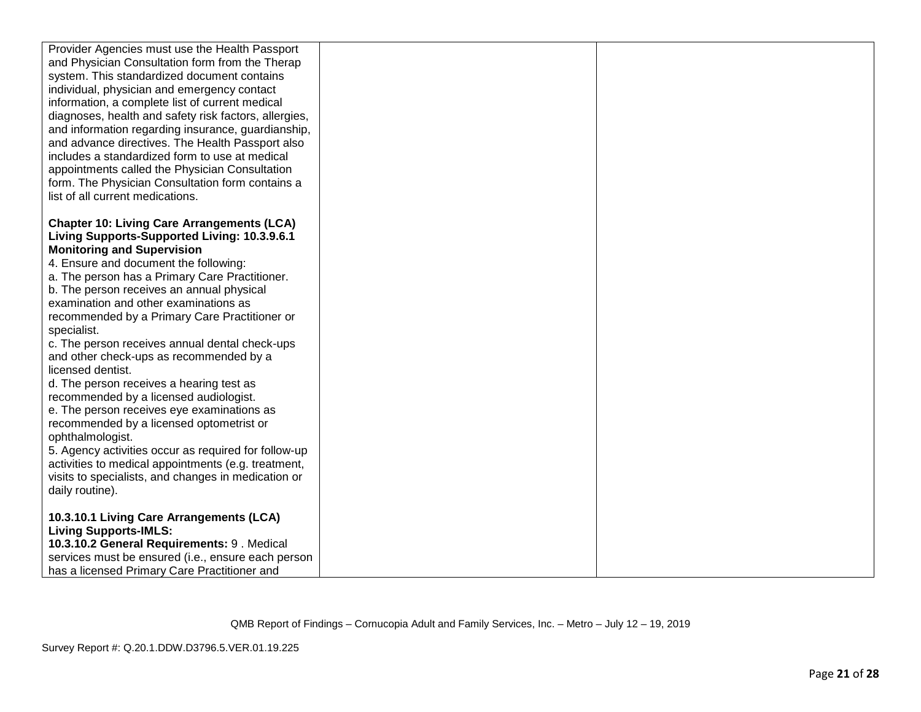| | | |
|---|---|---|
| Provider Agencies must use the Health Passport and Physician Consultation form from the Therap system. This standardized document contains individual, physician and emergency contact information, a complete list of current medical diagnoses, health and safety risk factors, allergies, and information regarding insurance, guardianship, and advance directives. The Health Passport also includes a standardized form to use at medical appointments called the Physician Consultation form. The Physician Consultation form contains a list of all current medications.<br><br>**Chapter 10: Living Care Arrangements (LCA) Living Supports-Supported Living: 10.3.9.6.1 Monitoring and Supervision**<br>4. Ensure and document the following:<br>a. The person has a Primary Care Practitioner.<br>b. The person receives an annual physical examination and other examinations as recommended by a Primary Care Practitioner or specialist.<br>c. The person receives annual dental check-ups and other check-ups as recommended by a licensed dentist.<br>d. The person receives a hearing test as recommended by a licensed audiologist.<br>e. The person receives eye examinations as recommended by a licensed optometrist or ophthalmologist.<br>5. Agency activities occur as required for follow-up activities to medical appointments (e.g. treatment, visits to specialists, and changes in medication or daily routine).<br><br>**10.3.10.1 Living Care Arrangements (LCA) Living Supports-IMLS:**<br>**10.3.10.2 General Requirements:** 9 . Medical services must be ensured (i.e., ensure each person has a licensed Primary Care Practitioner and | | |

QMB Report of Findings – Cornucopia Adult and Family Services, Inc. – Metro – July 12 – 19, 2019

Survey Report #: Q.20.1.DDW.D3796.5.VER.01.19.225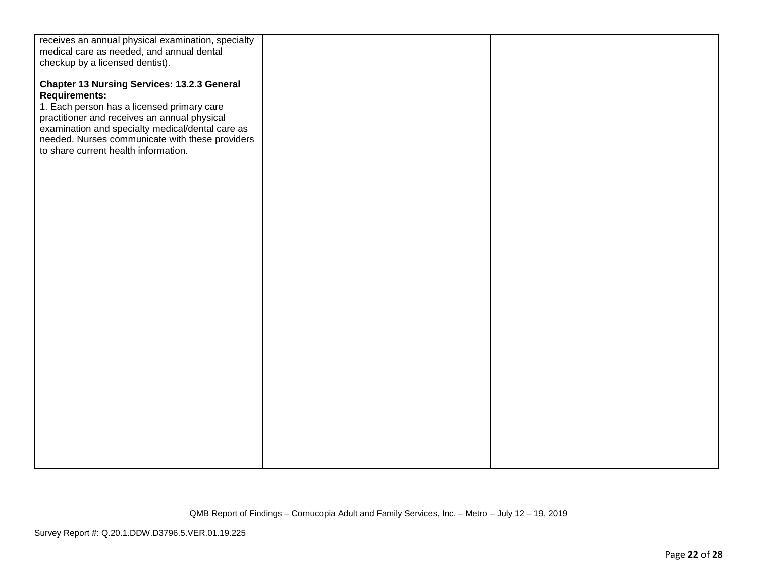| | | |
|---|---|---|
| receives an annual physical examination, specialty medical care as needed, and annual dental checkup by a licensed dentist).<br><br>**Chapter 13 Nursing Services: 13.2.3 General Requirements:**<br>1. Each person has a licensed primary care practitioner and receives an annual physical examination and specialty medical/dental care as needed. Nurses communicate with these providers to share current health information. | | |

QMB Report of Findings – Cornucopia Adult and Family Services, Inc. – Metro – July 12 – 19, 2019

Survey Report #: Q.20.1.DDW.D3796.5.VER.01.19.225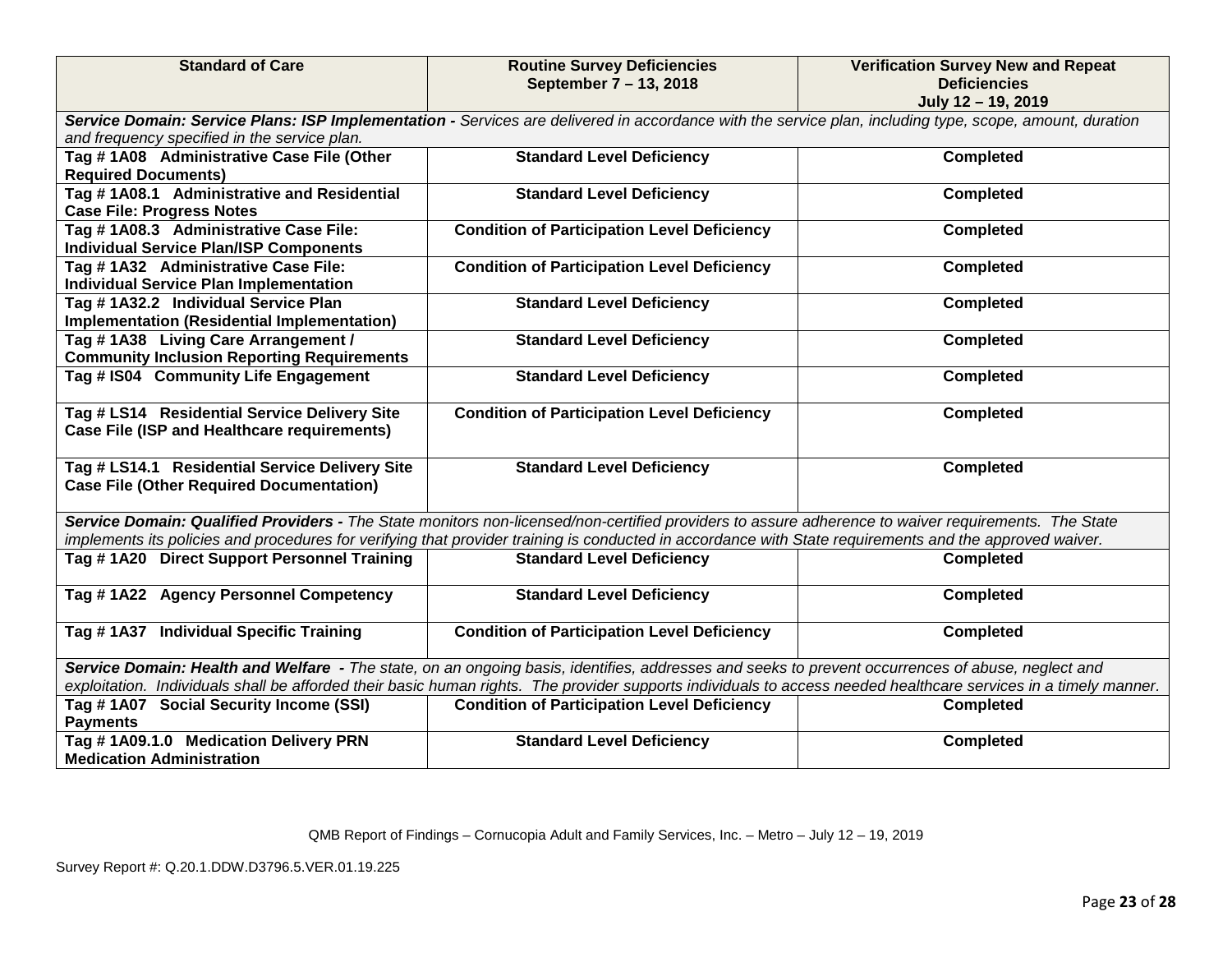| Standard of Care | Routine Survey Deficiencies September 7 – 13, 2018 | Verification Survey New and Repeat Deficiencies July 12 – 19, 2019 |
|---|---|---|
| ***Service Domain: Service Plans: ISP Implementation -*** *Services are delivered in accordance with the service plan, including type, scope, amount, duration and frequency specified in the service plan.* | | |
| **Tag # 1A08 Administrative Case File (Other Required Documents)** | **Standard Level Deficiency** | **Completed** |
| **Tag # 1A08.1 Administrative and Residential Case File: Progress Notes** | **Standard Level Deficiency** | **Completed** |
| **Tag # 1A08.3 Administrative Case File: Individual Service Plan/ISP Components** | **Condition of Participation Level Deficiency** | **Completed** |
| **Tag # 1A32 Administrative Case File: Individual Service Plan Implementation** | **Condition of Participation Level Deficiency** | **Completed** |
| **Tag # 1A32.2 Individual Service Plan Implementation (Residential Implementation)** | **Standard Level Deficiency** | **Completed** |
| **Tag # 1A38 Living Care Arrangement / Community Inclusion Reporting Requirements** | **Standard Level Deficiency** | **Completed** |
| **Tag # IS04 Community Life Engagement** | **Standard Level Deficiency** | **Completed** |
| **Tag # LS14 Residential Service Delivery Site Case File (ISP and Healthcare requirements)** | **Condition of Participation Level Deficiency** | **Completed** |
| **Tag # LS14.1 Residential Service Delivery Site Case File (Other Required Documentation)** | **Standard Level Deficiency** | **Completed** |
| ***Service Domain: Qualified Providers -*** *The State monitors non-licensed/non-certified providers to assure adherence to waiver requirements. The State implements its policies and procedures for verifying that provider training is conducted in accordance with State requirements and the approved waiver.* | | |
| **Tag # 1A20 Direct Support Personnel Training** | **Standard Level Deficiency** | **Completed** |
| **Tag # 1A22 Agency Personnel Competency** | **Standard Level Deficiency** | **Completed** |
| **Tag # 1A37 Individual Specific Training** | **Condition of Participation Level Deficiency** | **Completed** |
| ***Service Domain: Health and Welfare -*** *The state, on an ongoing basis, identifies, addresses and seeks to prevent occurrences of abuse, neglect and exploitation. Individuals shall be afforded their basic human rights. The provider supports individuals to access needed healthcare services in a timely manner.* | | |
| **Tag # 1A07 Social Security Income (SSI) Payments** | **Condition of Participation Level Deficiency** | **Completed** |
| **Tag # 1A09.1.0 Medication Delivery PRN Medication Administration** | **Standard Level Deficiency** | **Completed** |

QMB Report of Findings – Cornucopia Adult and Family Services, Inc. – Metro – July 12 – 19, 2019

Survey Report #: Q.20.1.DDW.D3796.5.VER.01.19.225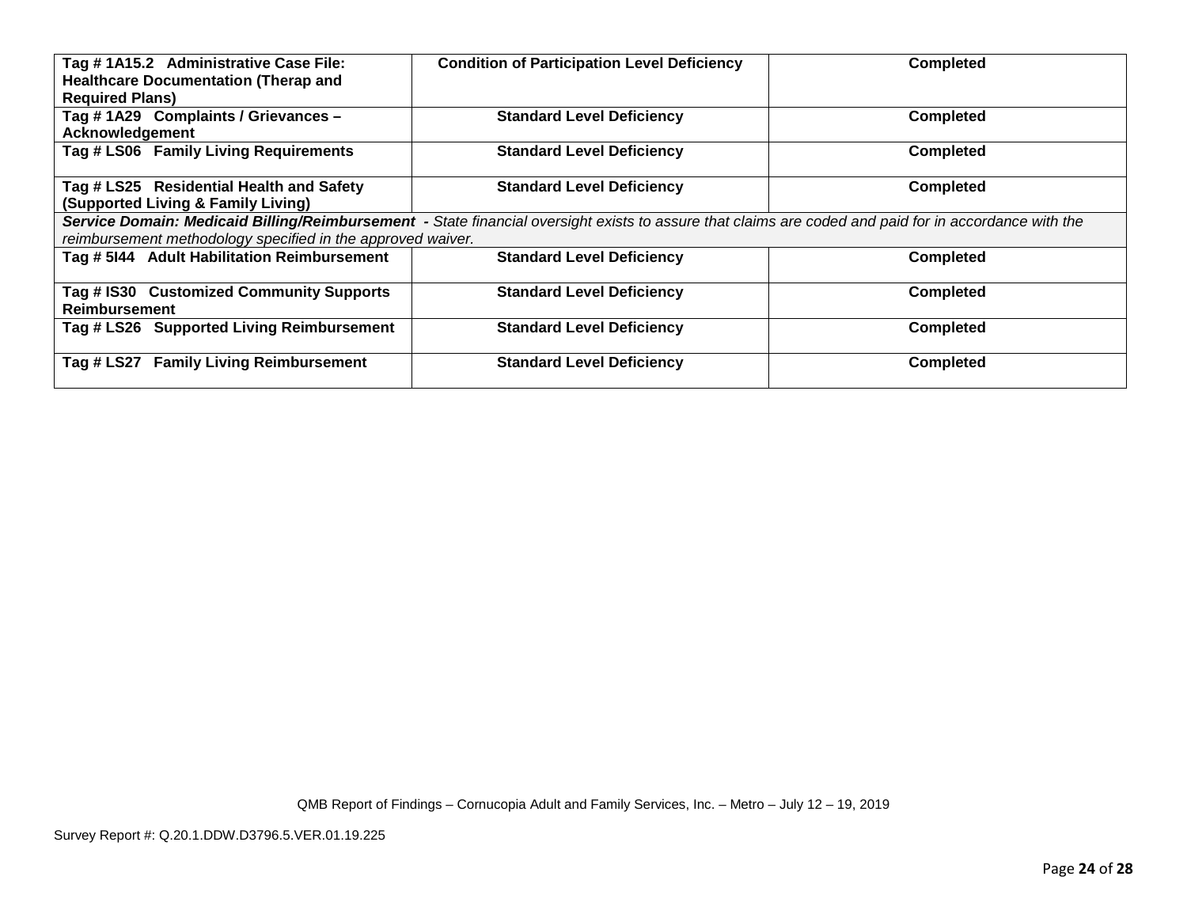| | | |
|---|---|---|
| **Tag # 1A15.2 Administrative Case File: Healthcare Documentation (Therap and Required Plans)** | **Condition of Participation Level Deficiency** | **Completed** |
| **Tag # 1A29 Complaints / Grievances – Acknowledgement** | **Standard Level Deficiency** | **Completed** |
| **Tag # LS06 Family Living Requirements** | **Standard Level Deficiency** | **Completed** |
| **Tag # LS25 Residential Health and Safety (Supported Living & Family Living)** | **Standard Level Deficiency** | **Completed** |
| ***Service Domain: Medicaid Billing/Reimbursement*** **-** *State financial oversight exists to assure that claims are coded and paid for in accordance with the reimbursement methodology specified in the approved waiver.* | | |
| **Tag # 5I44 Adult Habilitation Reimbursement** | **Standard Level Deficiency** | **Completed** |
| **Tag # IS30 Customized Community Supports Reimbursement** | **Standard Level Deficiency** | **Completed** |
| **Tag # LS26 Supported Living Reimbursement** | **Standard Level Deficiency** | **Completed** |
| **Tag # LS27 Family Living Reimbursement** | **Standard Level Deficiency** | **Completed** |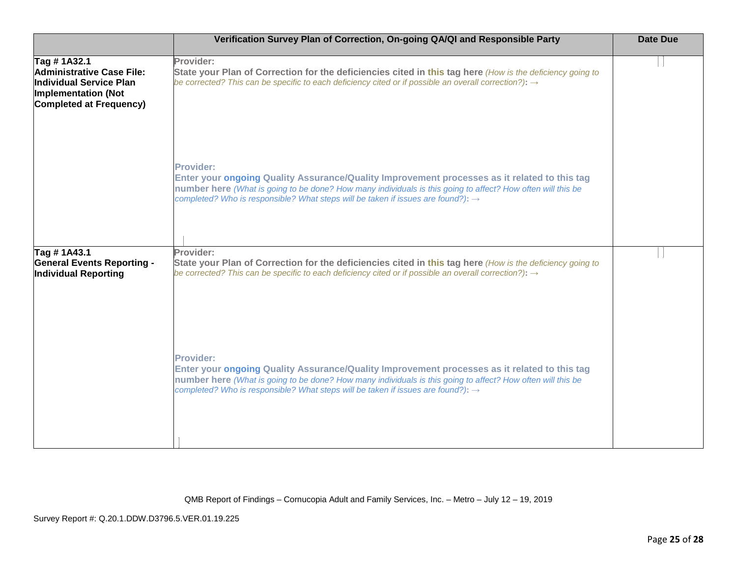| | Verification Survey Plan of Correction, On-going QA/QI and Responsible Party | Date Due |
|---|---|---|
| **Tag # 1A32.1 Administrative Case File: Individual Service Plan Implementation (Not Completed at Frequency)** | **Provider:** **State your Plan of Correction for the deficiencies cited in this tag here** *(How is the deficiency going to be corrected? This can be specific to each deficiency cited or if possible an overall correction?)*: → <br><br> **Provider:** **Enter your ongoing Quality Assurance/Quality Improvement processes as it related to this tag number here** *(What is going to be done? How many individuals is this going to affect? How often will this be completed? Who is responsible? What steps will be taken if issues are found?)*: → | |
| **Tag # 1A43.1 General Events Reporting - Individual Reporting** | **Provider:** **State your Plan of Correction for the deficiencies cited in this tag here** *(How is the deficiency going to be corrected? This can be specific to each deficiency cited or if possible an overall correction?)*: → <br><br> **Provider:** **Enter your ongoing Quality Assurance/Quality Improvement processes as it related to this tag number here** *(What is going to be done? How many individuals is this going to affect? How often will this be completed? Who is responsible? What steps will be taken if issues are found?)*: → | |

QMB Report of Findings – Cornucopia Adult and Family Services, Inc. – Metro – July 12 – 19, 2019

Survey Report #: Q.20.1.DDW.D3796.5.VER.01.19.225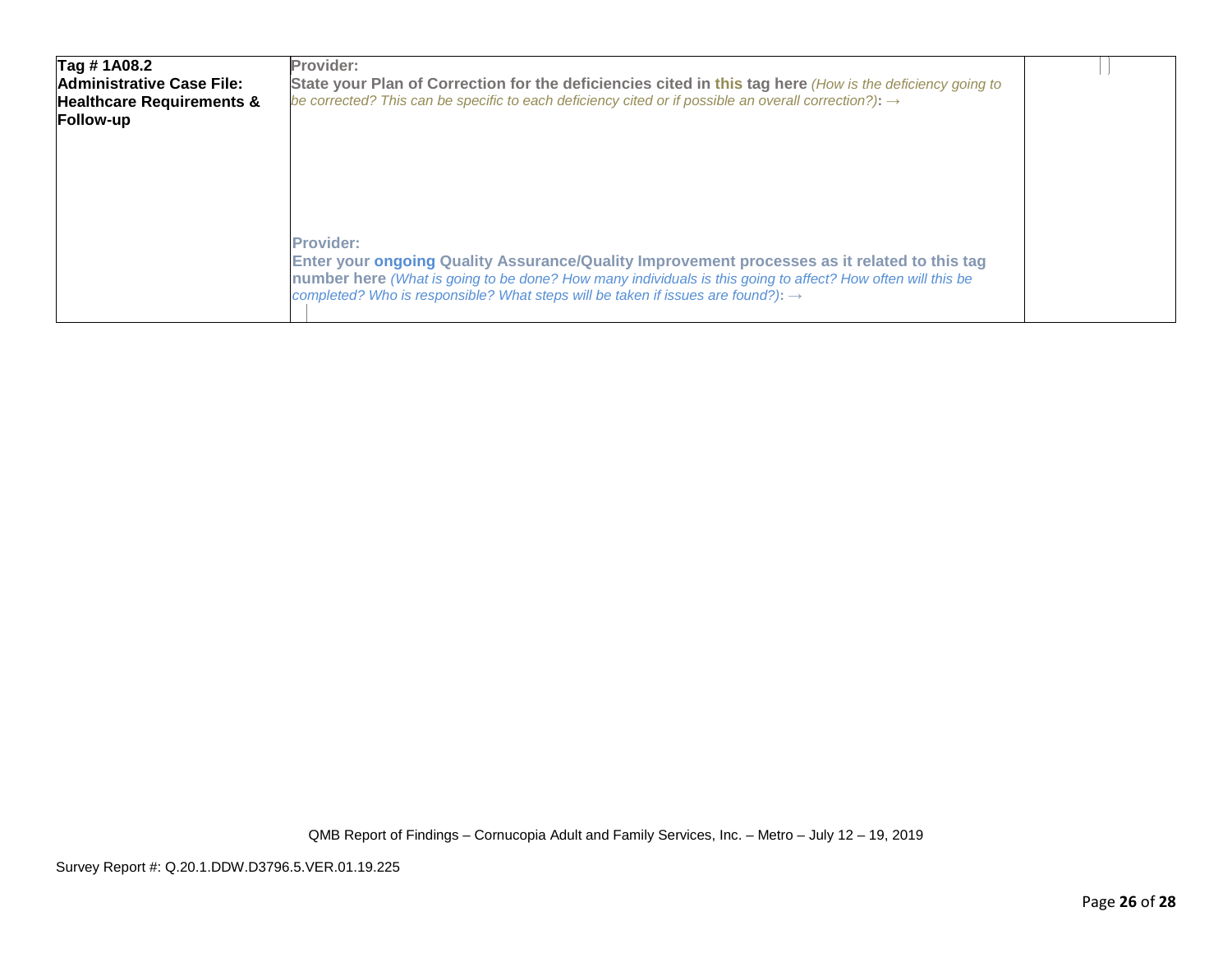| Tag # 1A08.2 Administrative Case File: Healthcare Requirements & Follow-up | **Provider:** **State your Plan of Correction for the deficiencies cited in this tag here** *(How is the deficiency going to be corrected? This can be specific to each deficiency cited or if possible an overall correction?)*: → <br><br> **Provider:** **Enter your ongoing Quality Assurance/Quality Improvement processes as it related to this tag number here** *(What is going to be done? How many individuals is this going to affect? How often will this be completed? Who is responsible? What steps will be taken if issues are found?)*: → | |
|---|---|---|

QMB Report of Findings – Cornucopia Adult and Family Services, Inc. – Metro – July 12 – 19, 2019

Survey Report #: Q.20.1.DDW.D3796.5.VER.01.19.225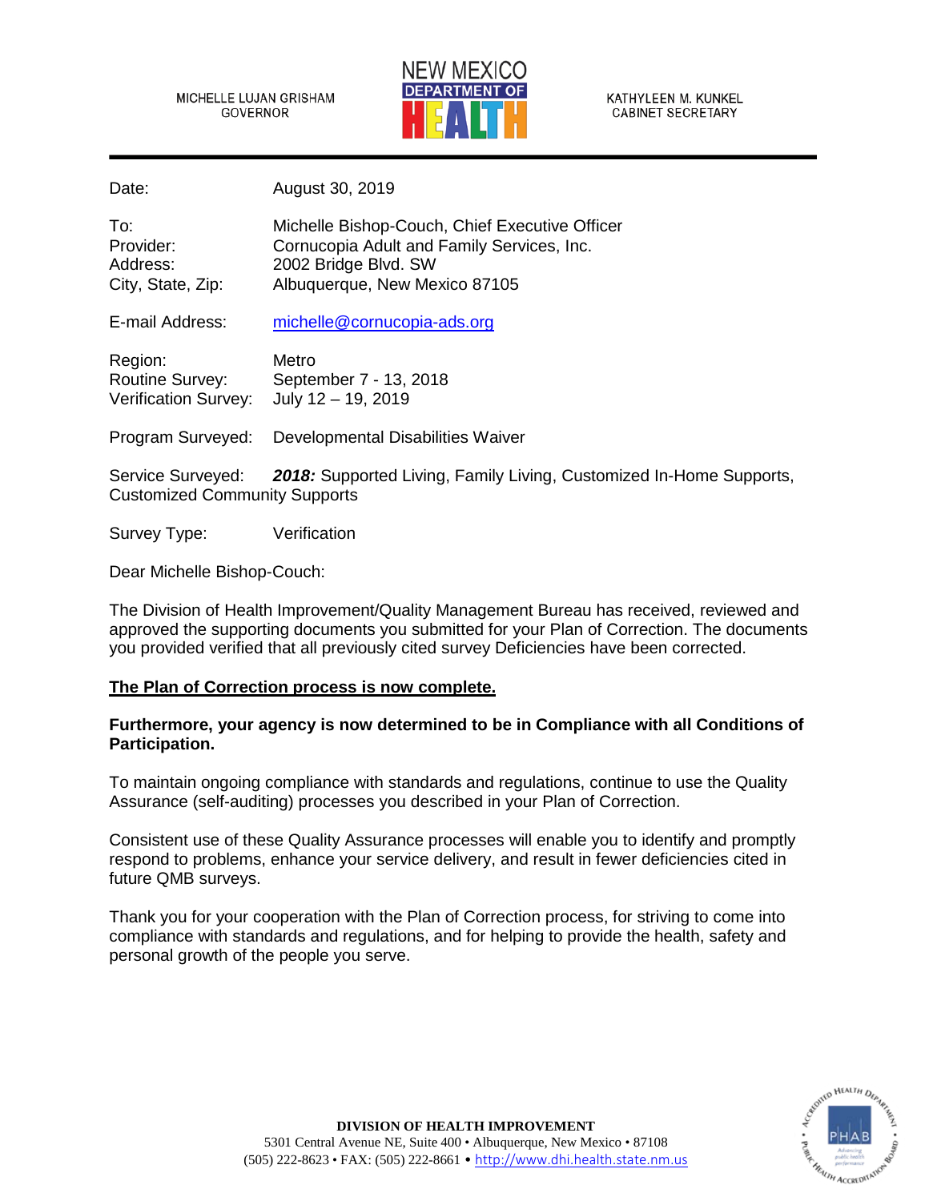MICHELLE LUJAN GRISHAM
GOVERNOR

NEW MEXICO DEPARTMENT OF HEALTH

KATHYLEEN M. KUNKEL
CABINET SECRETARY

---

Date: August 30, 2019

To: Michelle Bishop-Couch, Chief Executive Officer
Provider: Cornucopia Adult and Family Services, Inc.
Address: 2002 Bridge Blvd. SW
City, State, Zip: Albuquerque, New Mexico 87105

E-mail Address: michelle@cornucopia-ads.org

Region: Metro
Routine Survey: September 7 - 13, 2018
Verification Survey: July 12 – 19, 2019

Program Surveyed: Developmental Disabilities Waiver

Service Surveyed: ***2018:*** Supported Living, Family Living, Customized In-Home Supports, Customized Community Supports

Survey Type: Verification

Dear Michelle Bishop-Couch:

The Division of Health Improvement/Quality Management Bureau has received, reviewed and approved the supporting documents you submitted for your Plan of Correction. The documents you provided verified that all previously cited survey Deficiencies have been corrected.

**The Plan of Correction process is now complete.**

**Furthermore, your agency is now determined to be in Compliance with all Conditions of Participation.**

To maintain ongoing compliance with standards and regulations, continue to use the Quality Assurance (self-auditing) processes you described in your Plan of Correction.

Consistent use of these Quality Assurance processes will enable you to identify and promptly respond to problems, enhance your service delivery, and result in fewer deficiencies cited in future QMB surveys.

Thank you for your cooperation with the Plan of Correction process, for striving to come into compliance with standards and regulations, and for helping to provide the health, safety and personal growth of the people you serve.

**DIVISION OF HEALTH IMPROVEMENT**
5301 Central Avenue NE, Suite 400 • Albuquerque, New Mexico • 87108
(505) 222-8623 • FAX: (505) 222-8661 • http://www.dhi.health.state.nm.us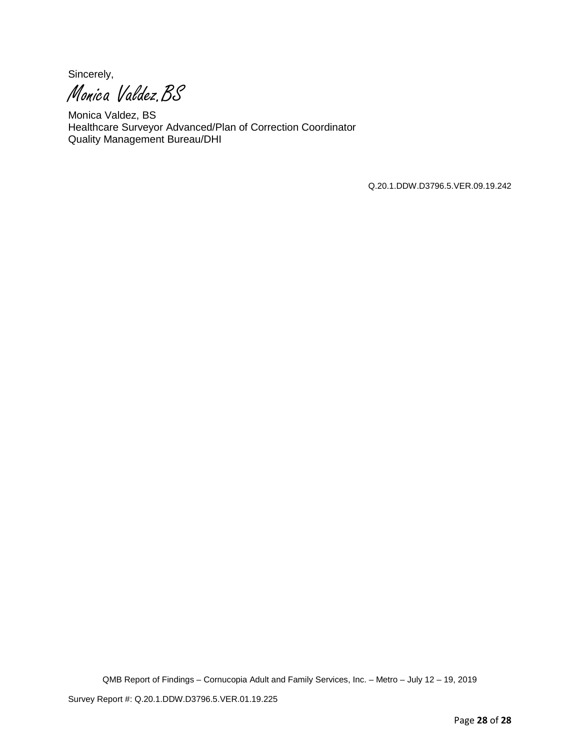Sincerely,

*Monica Valdez, BS*

Monica Valdez, BS
Healthcare Surveyor Advanced/Plan of Correction Coordinator
Quality Management Bureau/DHI

Q.20.1.DDW.D3796.5.VER.09.19.242